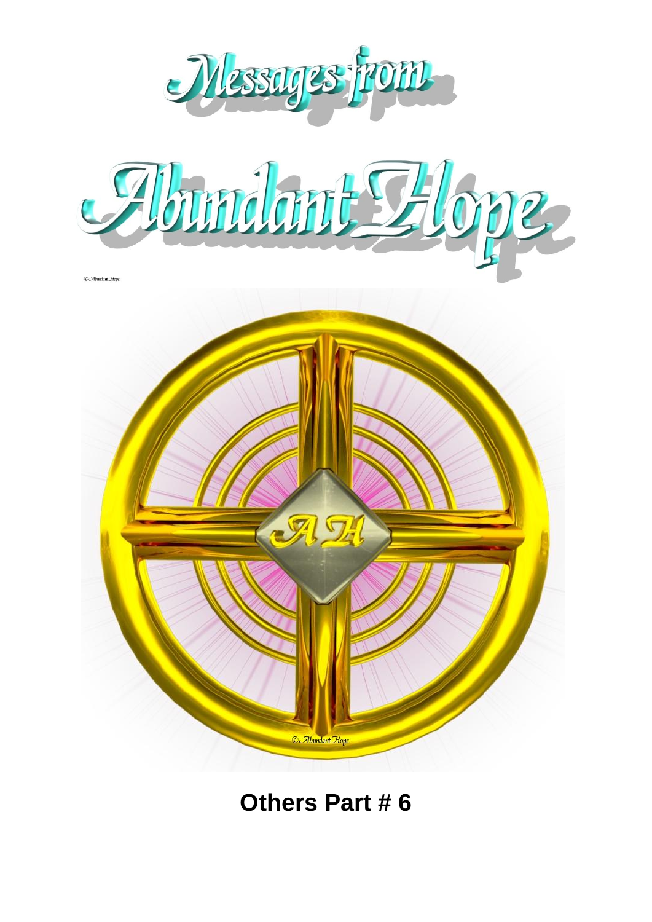# Messages from Abundant Hope

© Abundant Hope

© Abundant Hope

## Others Part # 6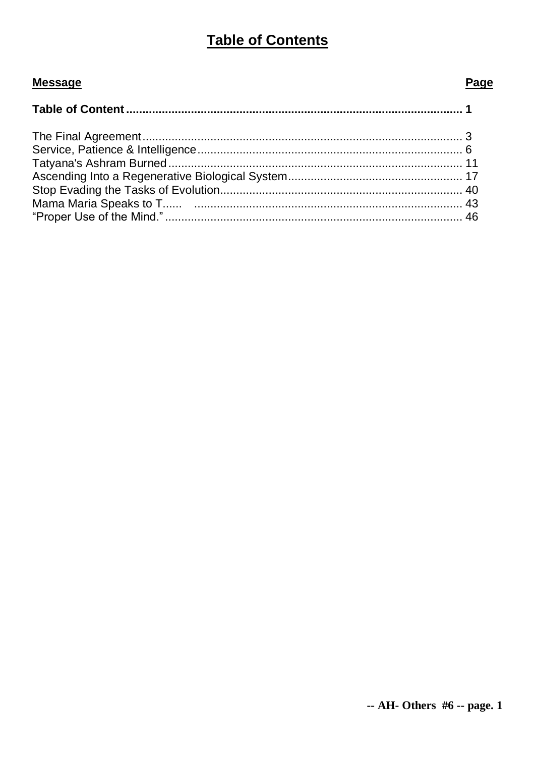# Table of Contents

| Message | Page |
|---|---|
| **Table of Content** | **1** |
| The Final Agreement | 3 |
| Service, Patience & Intelligence | 6 |
| Tatyana's Ashram Burned | 11 |
| Ascending Into a Regenerative Biological System | 17 |
| Stop Evading the Tasks of Evolution | 40 |
| Mama Maria Speaks to T...... | 43 |
| “Proper Use of the Mind.” | 46 |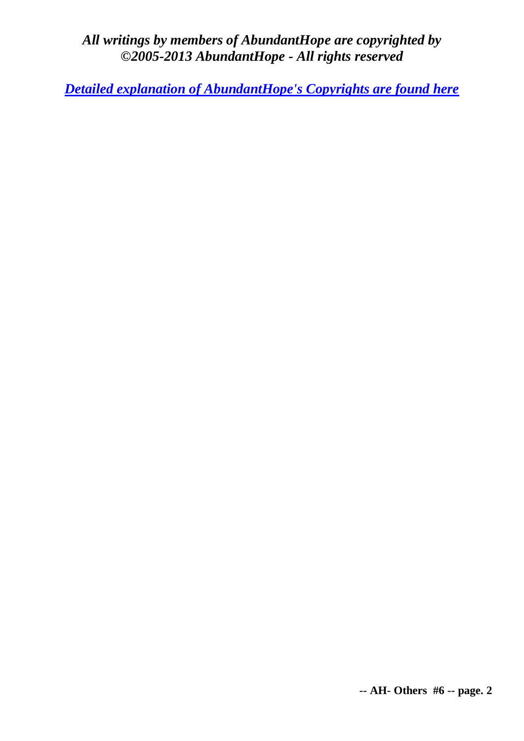***All writings by members of AbundantHope are copyrighted by ©2005-2013 AbundantHope - All rights reserved***

***[Detailed explanation of AbundantHope's Copyrights are found here]()***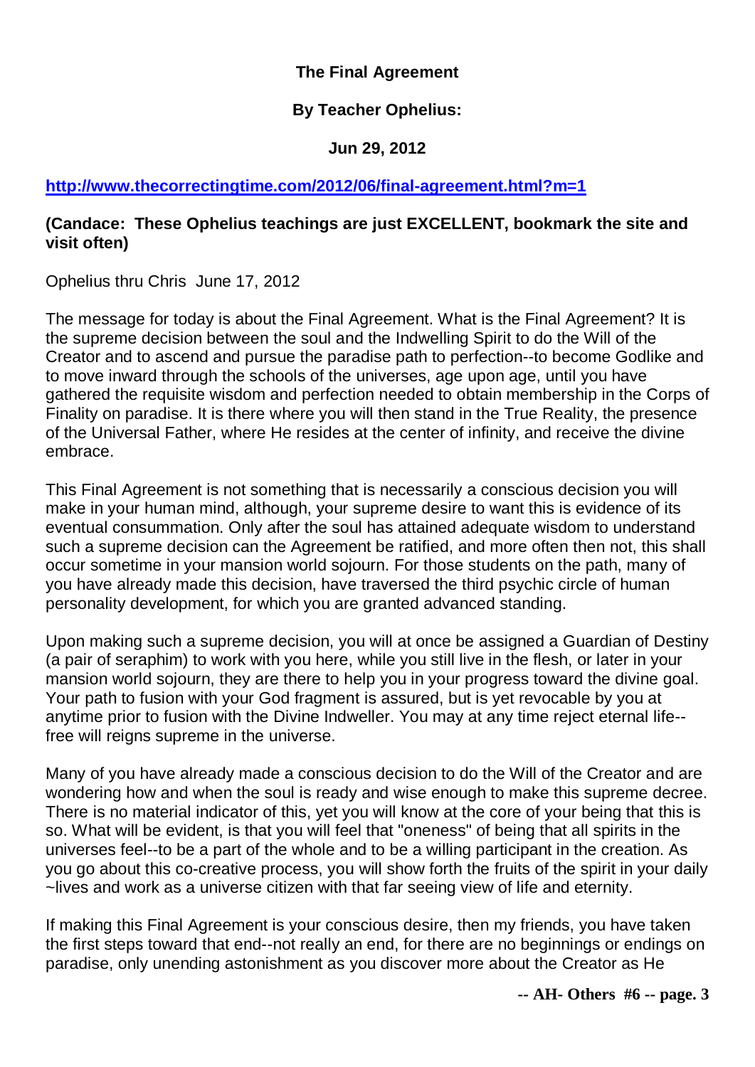**The Final Agreement**

**By Teacher Ophelius:**

**Jun 29, 2012**

**http://www.thecorrectingtime.com/2012/06/final-agreement.html?m=1**

**(Candace: These Ophelius teachings are just EXCELLENT, bookmark the site and visit often)**

Ophelius thru Chris June 17, 2012

The message for today is about the Final Agreement. What is the Final Agreement? It is the supreme decision between the soul and the Indwelling Spirit to do the Will of the Creator and to ascend and pursue the paradise path to perfection--to become Godlike and to move inward through the schools of the universes, age upon age, until you have gathered the requisite wisdom and perfection needed to obtain membership in the Corps of Finality on paradise. It is there where you will then stand in the True Reality, the presence of the Universal Father, where He resides at the center of infinity, and receive the divine embrace.

This Final Agreement is not something that is necessarily a conscious decision you will make in your human mind, although, your supreme desire to want this is evidence of its eventual consummation. Only after the soul has attained adequate wisdom to understand such a supreme decision can the Agreement be ratified, and more often then not, this shall occur sometime in your mansion world sojourn. For those students on the path, many of you have already made this decision, have traversed the third psychic circle of human personality development, for which you are granted advanced standing.

Upon making such a supreme decision, you will at once be assigned a Guardian of Destiny (a pair of seraphim) to work with you here, while you still live in the flesh, or later in your mansion world sojourn, they are there to help you in your progress toward the divine goal. Your path to fusion with your God fragment is assured, but is yet revocable by you at anytime prior to fusion with the Divine Indweller. You may at any time reject eternal life--free will reigns supreme in the universe.

Many of you have already made a conscious decision to do the Will of the Creator and are wondering how and when the soul is ready and wise enough to make this supreme decree. There is no material indicator of this, yet you will know at the core of your being that this is so. What will be evident, is that you will feel that "oneness" of being that all spirits in the universes feel--to be a part of the whole and to be a willing participant in the creation. As you go about this co-creative process, you will show forth the fruits of the spirit in your daily ~lives and work as a universe citizen with that far seeing view of life and eternity.

If making this Final Agreement is your conscious desire, then my friends, you have taken the first steps toward that end--not really an end, for there are no beginnings or endings on paradise, only unending astonishment as you discover more about the Creator as He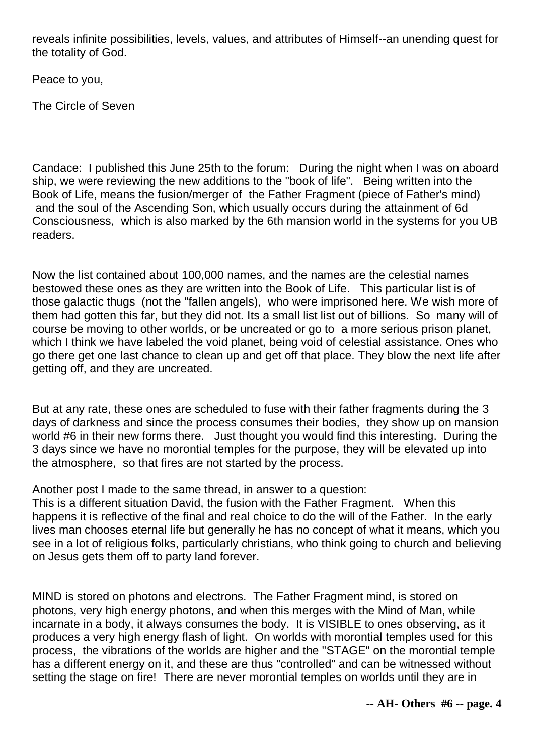reveals infinite possibilities, levels, values, and attributes of Himself--an unending quest for the totality of God.

Peace to you,

The Circle of Seven

Candace: I published this June 25th to the forum: During the night when I was on aboard ship, we were reviewing the new additions to the "book of life". Being written into the Book of Life, means the fusion/merger of the Father Fragment (piece of Father's mind) and the soul of the Ascending Son, which usually occurs during the attainment of 6d Consciousness, which is also marked by the 6th mansion world in the systems for you UB readers.

Now the list contained about 100,000 names, and the names are the celestial names bestowed these ones as they are written into the Book of Life. This particular list is of those galactic thugs (not the "fallen angels), who were imprisoned here. We wish more of them had gotten this far, but they did not. Its a small list list out of billions. So many will of course be moving to other worlds, or be uncreated or go to a more serious prison planet, which I think we have labeled the void planet, being void of celestial assistance. Ones who go there get one last chance to clean up and get off that place. They blow the next life after getting off, and they are uncreated.

But at any rate, these ones are scheduled to fuse with their father fragments during the 3 days of darkness and since the process consumes their bodies, they show up on mansion world #6 in their new forms there. Just thought you would find this interesting. During the 3 days since we have no morontial temples for the purpose, they will be elevated up into the atmosphere, so that fires are not started by the process.

Another post I made to the same thread, in answer to a question:
This is a different situation David, the fusion with the Father Fragment. When this happens it is reflective of the final and real choice to do the will of the Father. In the early lives man chooses eternal life but generally he has no concept of what it means, which you see in a lot of religious folks, particularly christians, who think going to church and believing on Jesus gets them off to party land forever.

MIND is stored on photons and electrons. The Father Fragment mind, is stored on photons, very high energy photons, and when this merges with the Mind of Man, while incarnate in a body, it always consumes the body. It is VISIBLE to ones observing, as it produces a very high energy flash of light. On worlds with morontial temples used for this process, the vibrations of the worlds are higher and the "STAGE" on the morontial temple has a different energy on it, and these are thus "controlled" and can be witnessed without setting the stage on fire! There are never morontial temples on worlds until they are in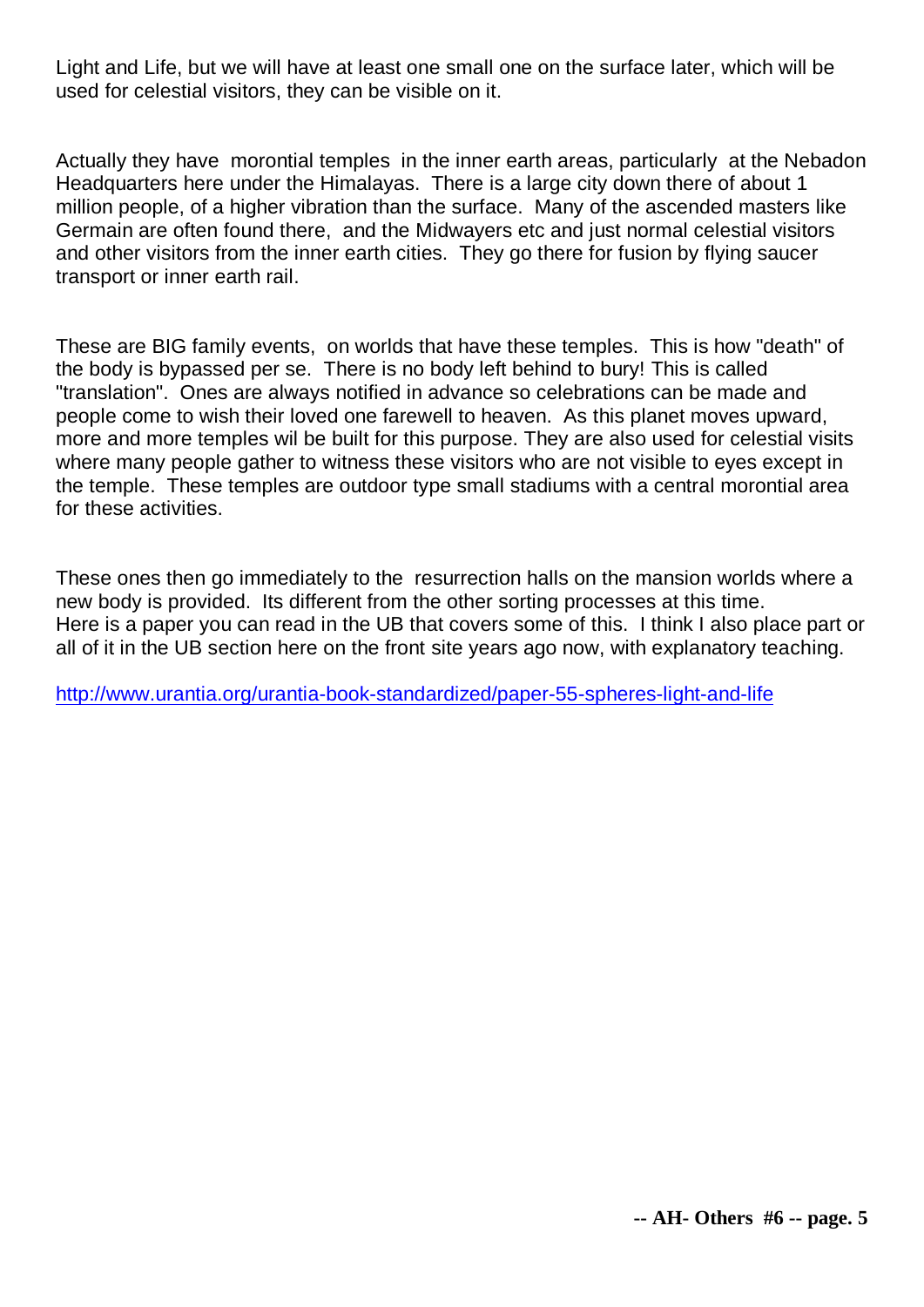Light and Life, but we will have at least one small one on the surface later, which will be used for celestial visitors, they can be visible on it.

Actually they have morontial temples in the inner earth areas, particularly at the Nebadon Headquarters here under the Himalayas. There is a large city down there of about 1 million people, of a higher vibration than the surface. Many of the ascended masters like Germain are often found there, and the Midwayers etc and just normal celestial visitors and other visitors from the inner earth cities. They go there for fusion by flying saucer transport or inner earth rail.

These are BIG family events, on worlds that have these temples. This is how "death" of the body is bypassed per se. There is no body left behind to bury! This is called "translation". Ones are always notified in advance so celebrations can be made and people come to wish their loved one farewell to heaven. As this planet moves upward, more and more temples wil be built for this purpose. They are also used for celestial visits where many people gather to witness these visitors who are not visible to eyes except in the temple. These temples are outdoor type small stadiums with a central morontial area for these activities.

These ones then go immediately to the resurrection halls on the mansion worlds where a new body is provided. Its different from the other sorting processes at this time.
Here is a paper you can read in the UB that covers some of this. I think I also place part or all of it in the UB section here on the front site years ago now, with explanatory teaching.

http://www.urantia.org/urantia-book-standardized/paper-55-spheres-light-and-life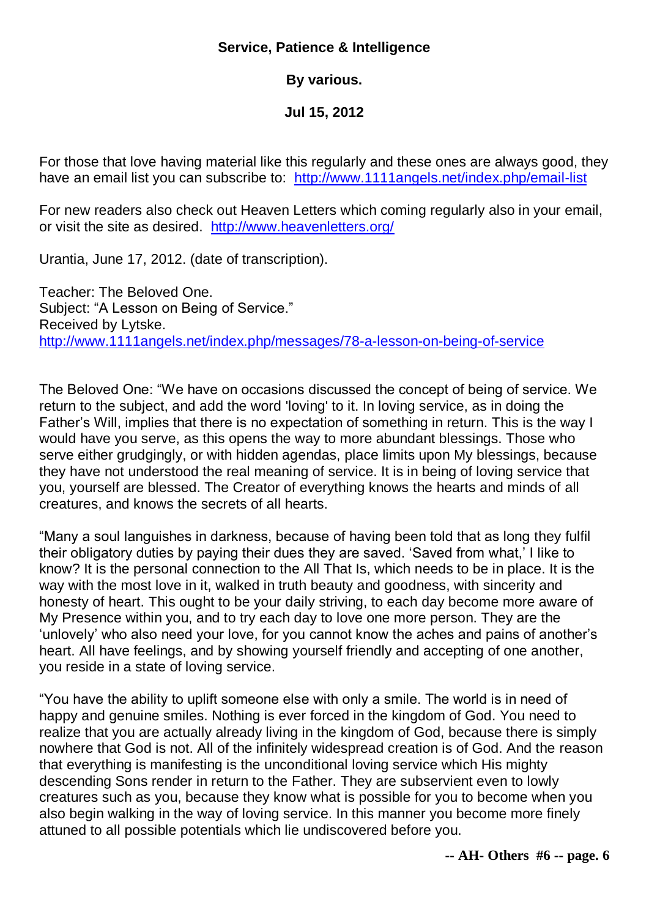**Service, Patience & Intelligence**

**By various.**

**Jul 15, 2012**

For those that love having material like this regularly and these ones are always good, they have an email list you can subscribe to: http://www.1111angels.net/index.php/email-list

For new readers also check out Heaven Letters which coming regularly also in your email, or visit the site as desired. http://www.heavenletters.org/

Urantia, June 17, 2012. (date of transcription).

Teacher: The Beloved One.
Subject: "A Lesson on Being of Service."
Received by Lytske.
http://www.1111angels.net/index.php/messages/78-a-lesson-on-being-of-service

The Beloved One: "We have on occasions discussed the concept of being of service. We return to the subject, and add the word 'loving' to it. In loving service, as in doing the Father's Will, implies that there is no expectation of something in return. This is the way I would have you serve, as this opens the way to more abundant blessings. Those who serve either grudgingly, or with hidden agendas, place limits upon My blessings, because they have not understood the real meaning of service. It is in being of loving service that you, yourself are blessed. The Creator of everything knows the hearts and minds of all creatures, and knows the secrets of all hearts.

"Many a soul languishes in darkness, because of having been told that as long they fulfil their obligatory duties by paying their dues they are saved. 'Saved from what,' I like to know? It is the personal connection to the All That Is, which needs to be in place. It is the way with the most love in it, walked in truth beauty and goodness, with sincerity and honesty of heart. This ought to be your daily striving, to each day become more aware of My Presence within you, and to try each day to love one more person. They are the 'unlovely' who also need your love, for you cannot know the aches and pains of another's heart. All have feelings, and by showing yourself friendly and accepting of one another, you reside in a state of loving service.

"You have the ability to uplift someone else with only a smile. The world is in need of happy and genuine smiles. Nothing is ever forced in the kingdom of God. You need to realize that you are actually already living in the kingdom of God, because there is simply nowhere that God is not. All of the infinitely widespread creation is of God. And the reason that everything is manifesting is the unconditional loving service which His mighty descending Sons render in return to the Father. They are subservient even to lowly creatures such as you, because they know what is possible for you to become when you also begin walking in the way of loving service. In this manner you become more finely attuned to all possible potentials which lie undiscovered before you.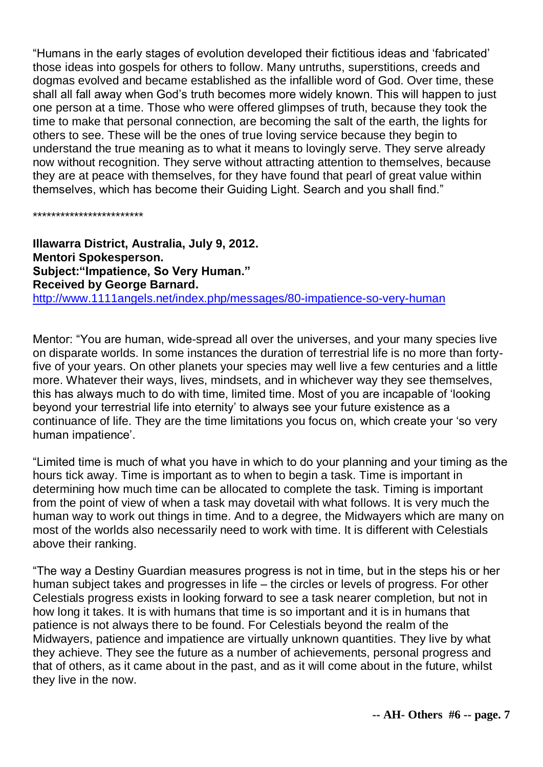"Humans in the early stages of evolution developed their fictitious ideas and 'fabricated' those ideas into gospels for others to follow. Many untruths, superstitions, creeds and dogmas evolved and became established as the infallible word of God. Over time, these shall all fall away when God's truth becomes more widely known. This will happen to just one person at a time. Those who were offered glimpses of truth, because they took the time to make that personal connection, are becoming the salt of the earth, the lights for others to see. These will be the ones of true loving service because they begin to understand the true meaning as to what it means to lovingly serve. They serve already now without recognition. They serve without attracting attention to themselves, because they are at peace with themselves, for they have found that pearl of great value within themselves, which has become their Guiding Light. Search and you shall find."

************************

**Illawarra District, Australia, July 9, 2012.**
**Mentori Spokesperson.**
**Subject:"Impatience, So Very Human."**
**Received by George Barnard.**
http://www.1111angels.net/index.php/messages/80-impatience-so-very-human

Mentor: "You are human, wide-spread all over the universes, and your many species live on disparate worlds. In some instances the duration of terrestrial life is no more than forty-five of your years. On other planets your species may well live a few centuries and a little more. Whatever their ways, lives, mindsets, and in whichever way they see themselves, this has always much to do with time, limited time. Most of you are incapable of 'looking beyond your terrestrial life into eternity' to always see your future existence as a continuance of life. They are the time limitations you focus on, which create your 'so very human impatience'.

"Limited time is much of what you have in which to do your planning and your timing as the hours tick away. Time is important as to when to begin a task. Time is important in determining how much time can be allocated to complete the task. Timing is important from the point of view of when a task may dovetail with what follows. It is very much the human way to work out things in time. And to a degree, the Midwayers which are many on most of the worlds also necessarily need to work with time. It is different with Celestials above their ranking.

"The way a Destiny Guardian measures progress is not in time, but in the steps his or her human subject takes and progresses in life – the circles or levels of progress. For other Celestials progress exists in looking forward to see a task nearer completion, but not in how long it takes. It is with humans that time is so important and it is in humans that patience is not always there to be found. For Celestials beyond the realm of the Midwayers, patience and impatience are virtually unknown quantities. They live by what they achieve. They see the future as a number of achievements, personal progress and that of others, as it came about in the past, and as it will come about in the future, whilst they live in the now.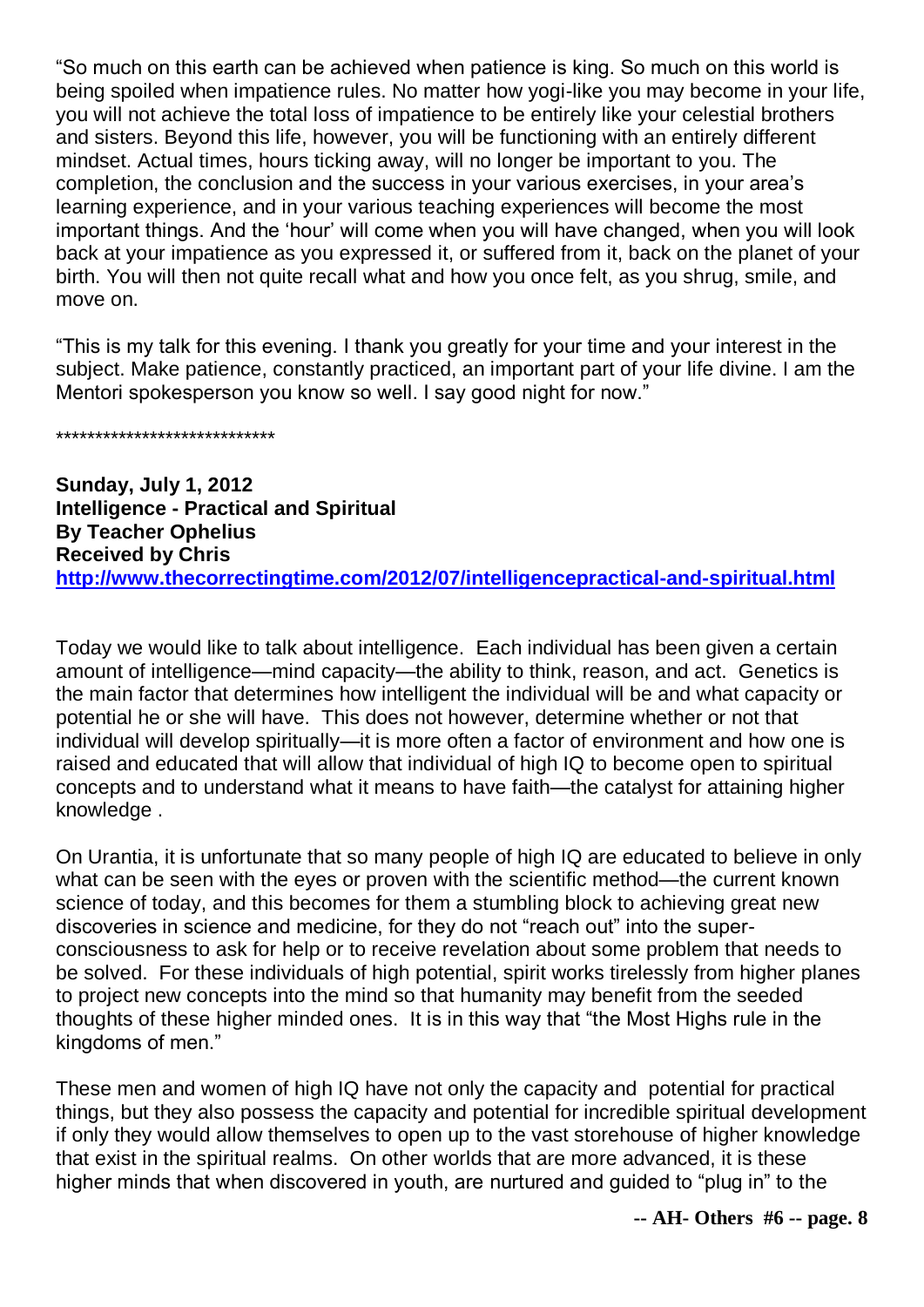"So much on this earth can be achieved when patience is king. So much on this world is being spoiled when impatience rules. No matter how yogi-like you may become in your life, you will not achieve the total loss of impatience to be entirely like your celestial brothers and sisters. Beyond this life, however, you will be functioning with an entirely different mindset. Actual times, hours ticking away, will no longer be important to you. The completion, the conclusion and the success in your various exercises, in your area's learning experience, and in your various teaching experiences will become the most important things. And the 'hour' will come when you will have changed, when you will look back at your impatience as you expressed it, or suffered from it, back on the planet of your birth. You will then not quite recall what and how you once felt, as you shrug, smile, and move on.

"This is my talk for this evening. I thank you greatly for your time and your interest in the subject. Make patience, constantly practiced, an important part of your life divine. I am the Mentori spokesperson you know so well. I say good night for now."

****************************

**Sunday, July 1, 2012**
**Intelligence - Practical and Spiritual**
**By Teacher Ophelius**
**Received by Chris**
**http://www.thecorrectingtime.com/2012/07/intelligencepractical-and-spiritual.html**

Today we would like to talk about intelligence. Each individual has been given a certain amount of intelligence—mind capacity—the ability to think, reason, and act. Genetics is the main factor that determines how intelligent the individual will be and what capacity or potential he or she will have. This does not however, determine whether or not that individual will develop spiritually—it is more often a factor of environment and how one is raised and educated that will allow that individual of high IQ to become open to spiritual concepts and to understand what it means to have faith—the catalyst for attaining higher knowledge .

On Urantia, it is unfortunate that so many people of high IQ are educated to believe in only what can be seen with the eyes or proven with the scientific method—the current known science of today, and this becomes for them a stumbling block to achieving great new discoveries in science and medicine, for they do not "reach out" into the super-consciousness to ask for help or to receive revelation about some problem that needs to be solved. For these individuals of high potential, spirit works tirelessly from higher planes to project new concepts into the mind so that humanity may benefit from the seeded thoughts of these higher minded ones. It is in this way that "the Most Highs rule in the kingdoms of men."

These men and women of high IQ have not only the capacity and potential for practical things, but they also possess the capacity and potential for incredible spiritual development if only they would allow themselves to open up to the vast storehouse of higher knowledge that exist in the spiritual realms. On other worlds that are more advanced, it is these higher minds that when discovered in youth, are nurtured and guided to "plug in" to the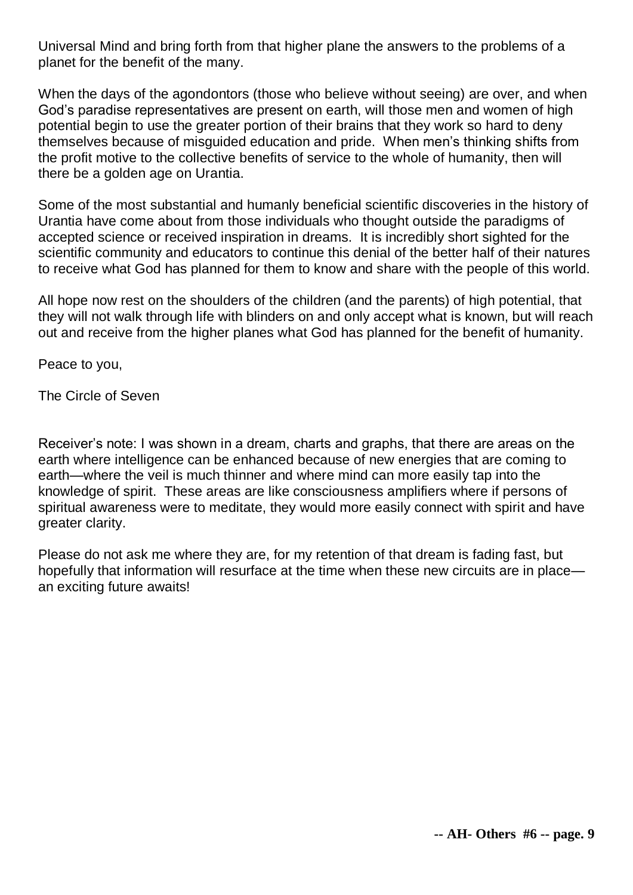Universal Mind and bring forth from that higher plane the answers to the problems of a planet for the benefit of the many.

When the days of the agondontors (those who believe without seeing) are over, and when God's paradise representatives are present on earth, will those men and women of high potential begin to use the greater portion of their brains that they work so hard to deny themselves because of misguided education and pride. When men's thinking shifts from the profit motive to the collective benefits of service to the whole of humanity, then will there be a golden age on Urantia.

Some of the most substantial and humanly beneficial scientific discoveries in the history of Urantia have come about from those individuals who thought outside the paradigms of accepted science or received inspiration in dreams. It is incredibly short sighted for the scientific community and educators to continue this denial of the better half of their natures to receive what God has planned for them to know and share with the people of this world.

All hope now rest on the shoulders of the children (and the parents) of high potential, that they will not walk through life with blinders on and only accept what is known, but will reach out and receive from the higher planes what God has planned for the benefit of humanity.

Peace to you,

The Circle of Seven

Receiver's note: I was shown in a dream, charts and graphs, that there are areas on the earth where intelligence can be enhanced because of new energies that are coming to earth—where the veil is much thinner and where mind can more easily tap into the knowledge of spirit. These areas are like consciousness amplifiers where if persons of spiritual awareness were to meditate, they would more easily connect with spirit and have greater clarity.

Please do not ask me where they are, for my retention of that dream is fading fast, but hopefully that information will resurface at the time when these new circuits are in place—an exciting future awaits!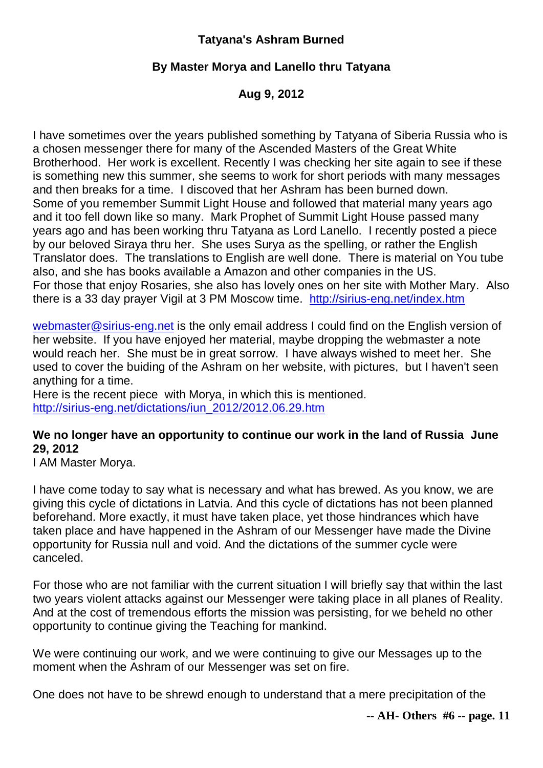**Tatyana's Ashram Burned**

**By Master Morya and Lanello thru Tatyana**

**Aug 9, 2012**

I have sometimes over the years published something by Tatyana of Siberia Russia who is a chosen messenger there for many of the Ascended Masters of the Great White Brotherhood. Her work is excellent. Recently I was checking her site again to see if these is something new this summer, she seems to work for short periods with many messages and then breaks for a time. I discovered that her Ashram has been burned down. Some of you remember Summit Light House and followed that material many years ago and it too fell down like so many. Mark Prophet of Summit Light House passed many years ago and has been working thru Tatyana as Lord Lanello. I recently posted a piece by our beloved Siraya thru her. She uses Surya as the spelling, or rather the English Translator does. The translations to English are well done. There is material on You tube also, and she has books available a Amazon and other companies in the US. For those that enjoy Rosaries, she also has lovely ones on her site with Mother Mary. Also there is a 33 day prayer Vigil at 3 PM Moscow time. http://sirius-eng.net/index.htm

webmaster@sirius-eng.net is the only email address I could find on the English version of her website. If you have enjoyed her material, maybe dropping the webmaster a note would reach her. She must be in great sorrow. I have always wished to meet her. She used to cover the buiding of the Ashram on her website, with pictures, but I haven't seen anything for a time.
Here is the recent piece with Morya, in which this is mentioned.
http://sirius-eng.net/dictations/iun_2012/2012.06.29.htm

**We no longer have an opportunity to continue our work in the land of Russia June 29, 2012**
I AM Master Morya.

I have come today to say what is necessary and what has brewed. As you know, we are giving this cycle of dictations in Latvia. And this cycle of dictations has not been planned beforehand. More exactly, it must have taken place, yet those hindrances which have taken place and have happened in the Ashram of our Messenger have made the Divine opportunity for Russia null and void. And the dictations of the summer cycle were canceled.

For those who are not familiar with the current situation I will briefly say that within the last two years violent attacks against our Messenger were taking place in all planes of Reality. And at the cost of tremendous efforts the mission was persisting, for we beheld no other opportunity to continue giving the Teaching for mankind.

We were continuing our work, and we were continuing to give our Messages up to the moment when the Ashram of our Messenger was set on fire.

One does not have to be shrewd enough to understand that a mere precipitation of the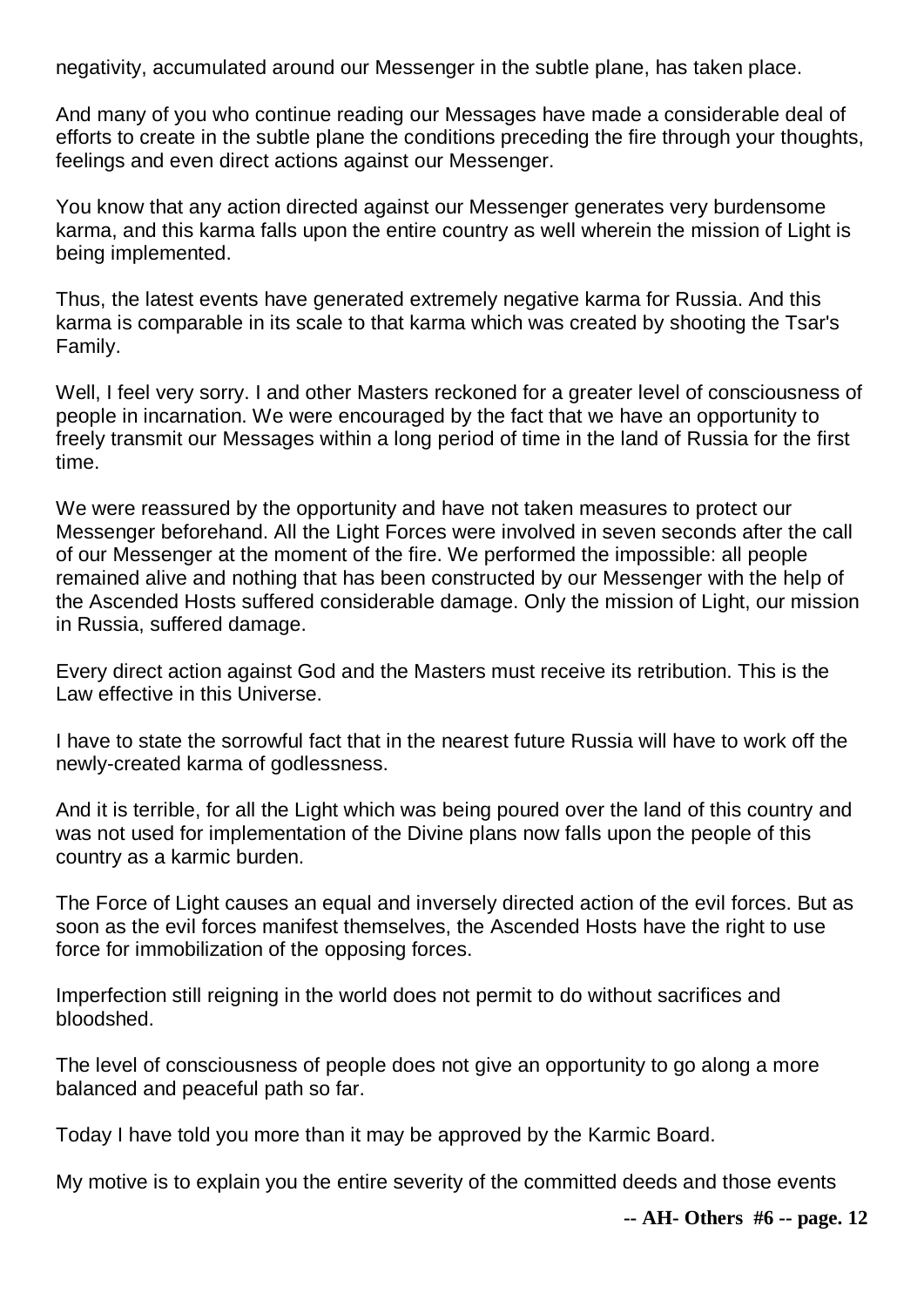negativity, accumulated around our Messenger in the subtle plane, has taken place.

And many of you who continue reading our Messages have made a considerable deal of efforts to create in the subtle plane the conditions preceding the fire through your thoughts, feelings and even direct actions against our Messenger.

You know that any action directed against our Messenger generates very burdensome karma, and this karma falls upon the entire country as well wherein the mission of Light is being implemented.

Thus, the latest events have generated extremely negative karma for Russia. And this karma is comparable in its scale to that karma which was created by shooting the Tsar's Family.

Well, I feel very sorry. I and other Masters reckoned for a greater level of consciousness of people in incarnation. We were encouraged by the fact that we have an opportunity to freely transmit our Messages within a long period of time in the land of Russia for the first time.

We were reassured by the opportunity and have not taken measures to protect our Messenger beforehand. All the Light Forces were involved in seven seconds after the call of our Messenger at the moment of the fire. We performed the impossible: all people remained alive and nothing that has been constructed by our Messenger with the help of the Ascended Hosts suffered considerable damage. Only the mission of Light, our mission in Russia, suffered damage.

Every direct action against God and the Masters must receive its retribution. This is the Law effective in this Universe.

I have to state the sorrowful fact that in the nearest future Russia will have to work off the newly-created karma of godlessness.

And it is terrible, for all the Light which was being poured over the land of this country and was not used for implementation of the Divine plans now falls upon the people of this country as a karmic burden.

The Force of Light causes an equal and inversely directed action of the evil forces. But as soon as the evil forces manifest themselves, the Ascended Hosts have the right to use force for immobilization of the opposing forces.

Imperfection still reigning in the world does not permit to do without sacrifices and bloodshed.

The level of consciousness of people does not give an opportunity to go along a more balanced and peaceful path so far.

Today I have told you more than it may be approved by the Karmic Board.

My motive is to explain you the entire severity of the committed deeds and those events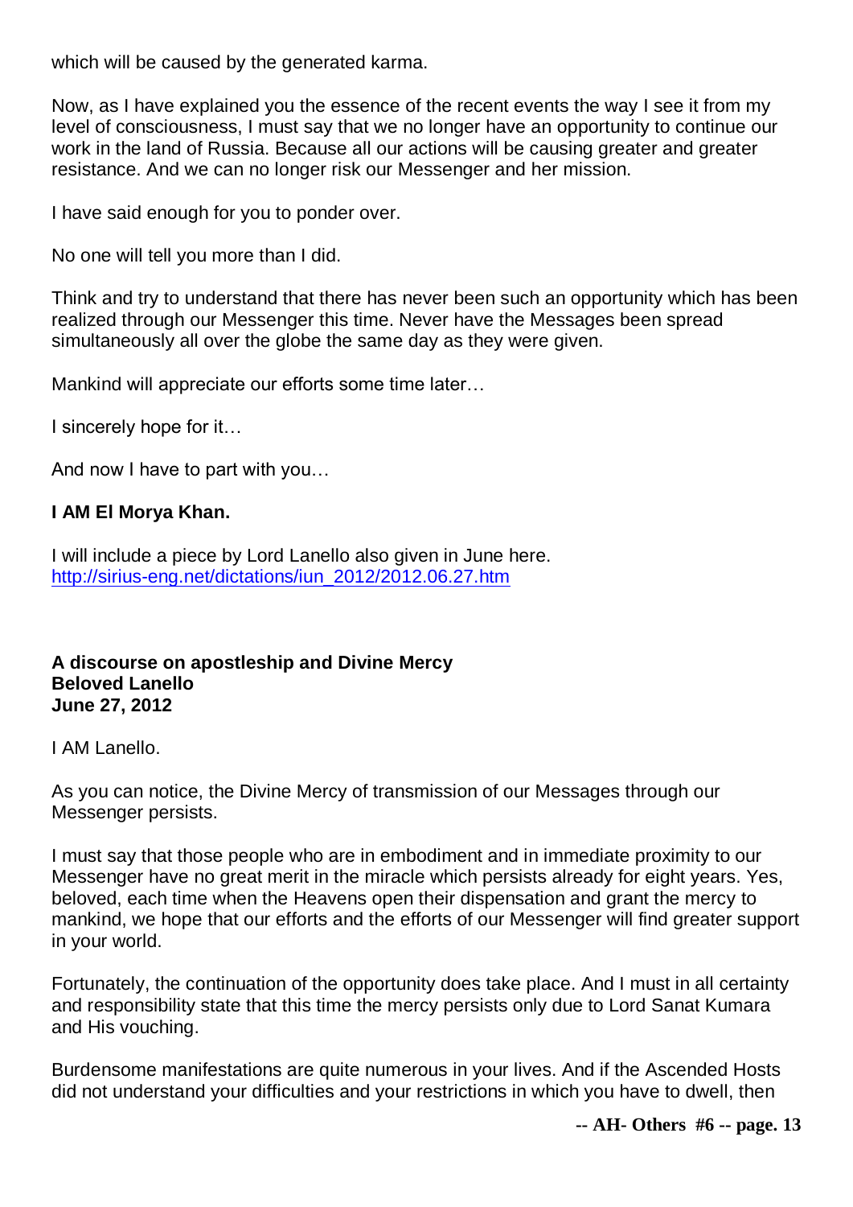which will be caused by the generated karma.

Now, as I have explained you the essence of the recent events the way I see it from my level of consciousness, I must say that we no longer have an opportunity to continue our work in the land of Russia. Because all our actions will be causing greater and greater resistance. And we can no longer risk our Messenger and her mission.

I have said enough for you to ponder over.

No one will tell you more than I did.

Think and try to understand that there has never been such an opportunity which has been realized through our Messenger this time. Never have the Messages been spread simultaneously all over the globe the same day as they were given.

Mankind will appreciate our efforts some time later…

I sincerely hope for it…

And now I have to part with you…

**I AM El Morya Khan.**

I will include a piece by Lord Lanello also given in June here.
[http://sirius-eng.net/dictations/iun_2012/2012.06.27.htm](http://sirius-eng.net/dictations/iun_2012/2012.06.27.htm)

**A discourse on apostleship and Divine Mercy**
**Beloved Lanello**
**June 27, 2012**

I AM Lanello.

As you can notice, the Divine Mercy of transmission of our Messages through our Messenger persists.

I must say that those people who are in embodiment and in immediate proximity to our Messenger have no great merit in the miracle which persists already for eight years. Yes, beloved, each time when the Heavens open their dispensation and grant the mercy to mankind, we hope that our efforts and the efforts of our Messenger will find greater support in your world.

Fortunately, the continuation of the opportunity does take place. And I must in all certainty and responsibility state that this time the mercy persists only due to Lord Sanat Kumara and His vouching.

Burdensome manifestations are quite numerous in your lives. And if the Ascended Hosts did not understand your difficulties and your restrictions in which you have to dwell, then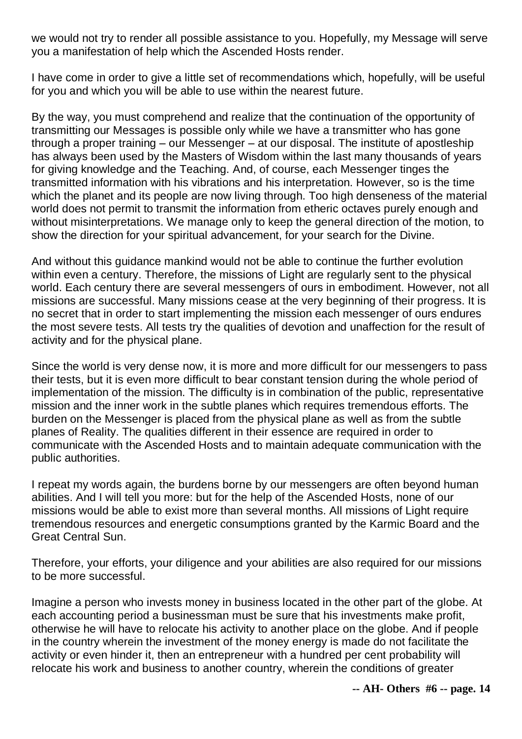we would not try to render all possible assistance to you. Hopefully, my Message will serve you a manifestation of help which the Ascended Hosts render.

I have come in order to give a little set of recommendations which, hopefully, will be useful for you and which you will be able to use within the nearest future.

By the way, you must comprehend and realize that the continuation of the opportunity of transmitting our Messages is possible only while we have a transmitter who has gone through a proper training – our Messenger – at our disposal. The institute of apostleship has always been used by the Masters of Wisdom within the last many thousands of years for giving knowledge and the Teaching. And, of course, each Messenger tinges the transmitted information with his vibrations and his interpretation. However, so is the time which the planet and its people are now living through. Too high denseness of the material world does not permit to transmit the information from etheric octaves purely enough and without misinterpretations. We manage only to keep the general direction of the motion, to show the direction for your spiritual advancement, for your search for the Divine.

And without this guidance mankind would not be able to continue the further evolution within even a century. Therefore, the missions of Light are regularly sent to the physical world. Each century there are several messengers of ours in embodiment. However, not all missions are successful. Many missions cease at the very beginning of their progress. It is no secret that in order to start implementing the mission each messenger of ours endures the most severe tests. All tests try the qualities of devotion and unaffection for the result of activity and for the physical plane.

Since the world is very dense now, it is more and more difficult for our messengers to pass their tests, but it is even more difficult to bear constant tension during the whole period of implementation of the mission. The difficulty is in combination of the public, representative mission and the inner work in the subtle planes which requires tremendous efforts. The burden on the Messenger is placed from the physical plane as well as from the subtle planes of Reality. The qualities different in their essence are required in order to communicate with the Ascended Hosts and to maintain adequate communication with the public authorities.

I repeat my words again, the burdens borne by our messengers are often beyond human abilities. And I will tell you more: but for the help of the Ascended Hosts, none of our missions would be able to exist more than several months. All missions of Light require tremendous resources and energetic consumptions granted by the Karmic Board and the Great Central Sun.

Therefore, your efforts, your diligence and your abilities are also required for our missions to be more successful.

Imagine a person who invests money in business located in the other part of the globe. At each accounting period a businessman must be sure that his investments make profit, otherwise he will have to relocate his activity to another place on the globe. And if people in the country wherein the investment of the money energy is made do not facilitate the activity or even hinder it, then an entrepreneur with a hundred per cent probability will relocate his work and business to another country, wherein the conditions of greater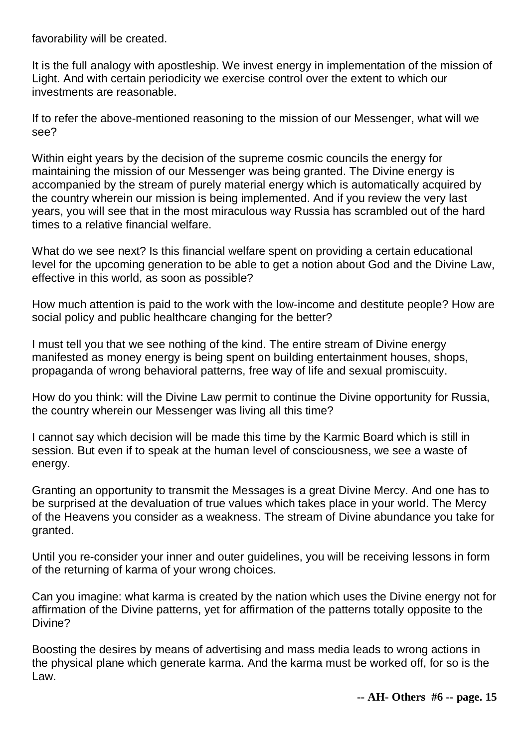favorability will be created.

It is the full analogy with apostleship. We invest energy in implementation of the mission of Light. And with certain periodicity we exercise control over the extent to which our investments are reasonable.

If to refer the above-mentioned reasoning to the mission of our Messenger, what will we see?

Within eight years by the decision of the supreme cosmic councils the energy for maintaining the mission of our Messenger was being granted. The Divine energy is accompanied by the stream of purely material energy which is automatically acquired by the country wherein our mission is being implemented. And if you review the very last years, you will see that in the most miraculous way Russia has scrambled out of the hard times to a relative financial welfare.

What do we see next? Is this financial welfare spent on providing a certain educational level for the upcoming generation to be able to get a notion about God and the Divine Law, effective in this world, as soon as possible?

How much attention is paid to the work with the low-income and destitute people? How are social policy and public healthcare changing for the better?

I must tell you that we see nothing of the kind. The entire stream of Divine energy manifested as money energy is being spent on building entertainment houses, shops, propaganda of wrong behavioral patterns, free way of life and sexual promiscuity.

How do you think: will the Divine Law permit to continue the Divine opportunity for Russia, the country wherein our Messenger was living all this time?

I cannot say which decision will be made this time by the Karmic Board which is still in session. But even if to speak at the human level of consciousness, we see a waste of energy.

Granting an opportunity to transmit the Messages is a great Divine Mercy. And one has to be surprised at the devaluation of true values which takes place in your world. The Mercy of the Heavens you consider as a weakness. The stream of Divine abundance you take for granted.

Until you re-consider your inner and outer guidelines, you will be receiving lessons in form of the returning of karma of your wrong choices.

Can you imagine: what karma is created by the nation which uses the Divine energy not for affirmation of the Divine patterns, yet for affirmation of the patterns totally opposite to the Divine?

Boosting the desires by means of advertising and mass media leads to wrong actions in the physical plane which generate karma. And the karma must be worked off, for so is the Law.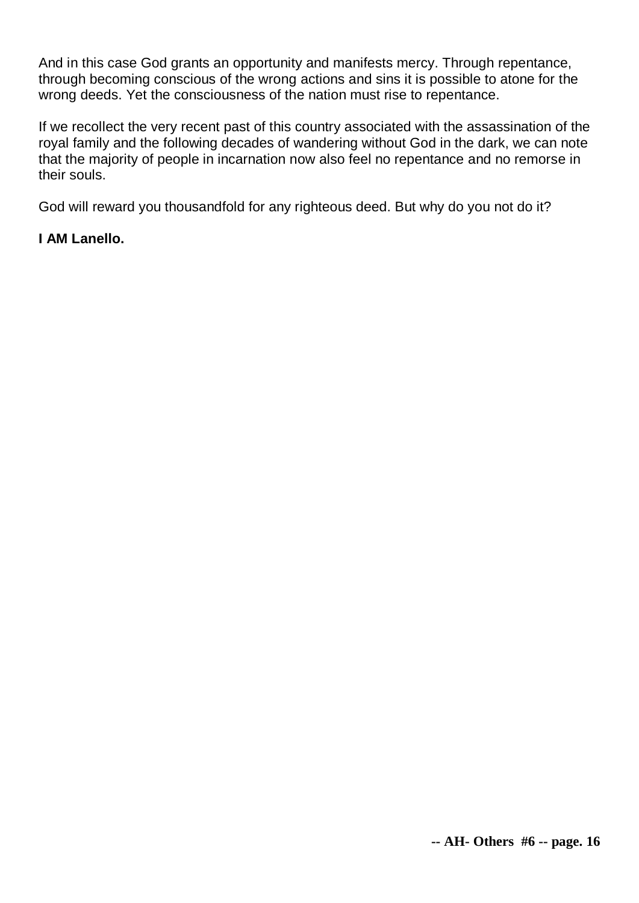And in this case God grants an opportunity and manifests mercy. Through repentance, through becoming conscious of the wrong actions and sins it is possible to atone for the wrong deeds. Yet the consciousness of the nation must rise to repentance.

If we recollect the very recent past of this country associated with the assassination of the royal family and the following decades of wandering without God in the dark, we can note that the majority of people in incarnation now also feel no repentance and no remorse in their souls.

God will reward you thousandfold for any righteous deed. But why do you not do it?

**I AM Lanello.**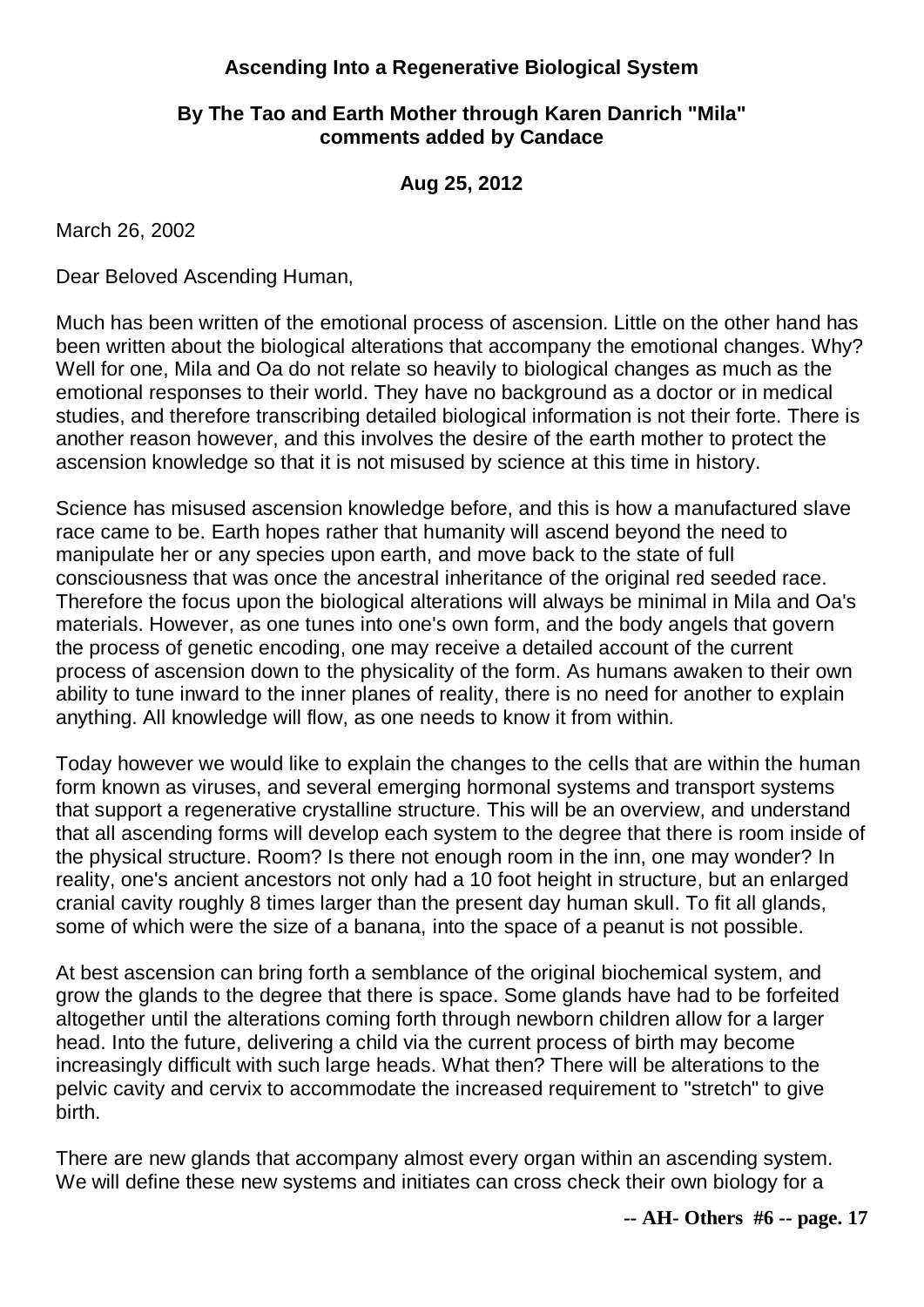**Ascending Into a Regenerative Biological System**

**By The Tao and Earth Mother through Karen Danrich "Mila" comments added by Candace**

**Aug 25, 2012**

March 26, 2002

Dear Beloved Ascending Human,

Much has been written of the emotional process of ascension. Little on the other hand has been written about the biological alterations that accompany the emotional changes. Why? Well for one, Mila and Oa do not relate so heavily to biological changes as much as the emotional responses to their world. They have no background as a doctor or in medical studies, and therefore transcribing detailed biological information is not their forte. There is another reason however, and this involves the desire of the earth mother to protect the ascension knowledge so that it is not misused by science at this time in history.

Science has misused ascension knowledge before, and this is how a manufactured slave race came to be. Earth hopes rather that humanity will ascend beyond the need to manipulate her or any species upon earth, and move back to the state of full consciousness that was once the ancestral inheritance of the original red seeded race. Therefore the focus upon the biological alterations will always be minimal in Mila and Oa's materials. However, as one tunes into one's own form, and the body angels that govern the process of genetic encoding, one may receive a detailed account of the current process of ascension down to the physicality of the form. As humans awaken to their own ability to tune inward to the inner planes of reality, there is no need for another to explain anything. All knowledge will flow, as one needs to know it from within.

Today however we would like to explain the changes to the cells that are within the human form known as viruses, and several emerging hormonal systems and transport systems that support a regenerative crystalline structure. This will be an overview, and understand that all ascending forms will develop each system to the degree that there is room inside of the physical structure. Room? Is there not enough room in the inn, one may wonder? In reality, one's ancient ancestors not only had a 10 foot height in structure, but an enlarged cranial cavity roughly 8 times larger than the present day human skull. To fit all glands, some of which were the size of a banana, into the space of a peanut is not possible.

At best ascension can bring forth a semblance of the original biochemical system, and grow the glands to the degree that there is space. Some glands have had to be forfeited altogether until the alterations coming forth through newborn children allow for a larger head. Into the future, delivering a child via the current process of birth may become increasingly difficult with such large heads. What then? There will be alterations to the pelvic cavity and cervix to accommodate the increased requirement to "stretch" to give birth.

There are new glands that accompany almost every organ within an ascending system. We will define these new systems and initiates can cross check their own biology for a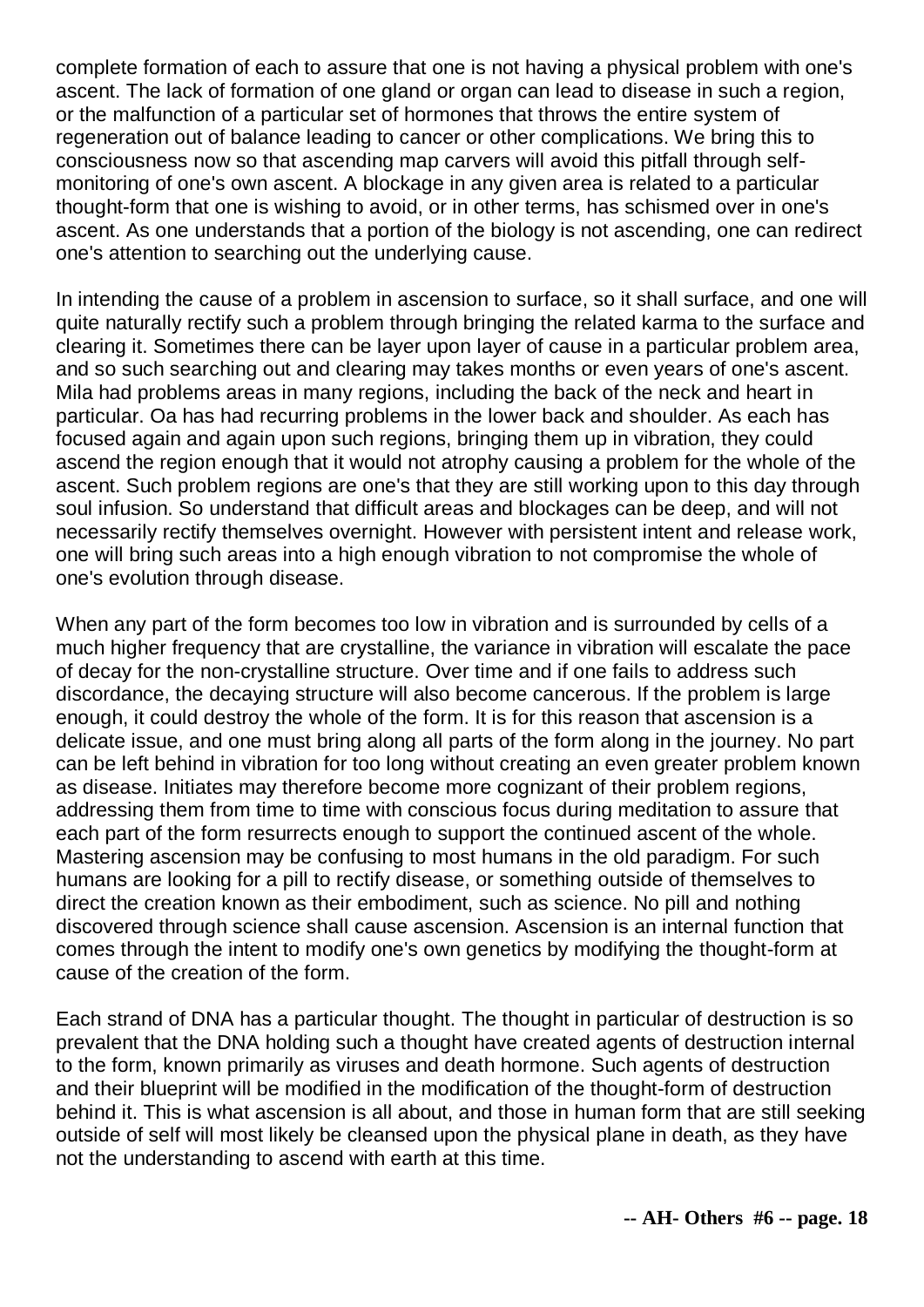complete formation of each to assure that one is not having a physical problem with one's ascent. The lack of formation of one gland or organ can lead to disease in such a region, or the malfunction of a particular set of hormones that throws the entire system of regeneration out of balance leading to cancer or other complications. We bring this to consciousness now so that ascending map carvers will avoid this pitfall through self-monitoring of one's own ascent. A blockage in any given area is related to a particular thought-form that one is wishing to avoid, or in other terms, has schismed over in one's ascent. As one understands that a portion of the biology is not ascending, one can redirect one's attention to searching out the underlying cause.

In intending the cause of a problem in ascension to surface, so it shall surface, and one will quite naturally rectify such a problem through bringing the related karma to the surface and clearing it. Sometimes there can be layer upon layer of cause in a particular problem area, and so such searching out and clearing may takes months or even years of one's ascent. Mila had problems areas in many regions, including the back of the neck and heart in particular. Oa has had recurring problems in the lower back and shoulder. As each has focused again and again upon such regions, bringing them up in vibration, they could ascend the region enough that it would not atrophy causing a problem for the whole of the ascent. Such problem regions are one's that they are still working upon to this day through soul infusion. So understand that difficult areas and blockages can be deep, and will not necessarily rectify themselves overnight. However with persistent intent and release work, one will bring such areas into a high enough vibration to not compromise the whole of one's evolution through disease.

When any part of the form becomes too low in vibration and is surrounded by cells of a much higher frequency that are crystalline, the variance in vibration will escalate the pace of decay for the non-crystalline structure. Over time and if one fails to address such discordance, the decaying structure will also become cancerous. If the problem is large enough, it could destroy the whole of the form. It is for this reason that ascension is a delicate issue, and one must bring along all parts of the form along in the journey. No part can be left behind in vibration for too long without creating an even greater problem known as disease. Initiates may therefore become more cognizant of their problem regions, addressing them from time to time with conscious focus during meditation to assure that each part of the form resurrects enough to support the continued ascent of the whole. Mastering ascension may be confusing to most humans in the old paradigm. For such humans are looking for a pill to rectify disease, or something outside of themselves to direct the creation known as their embodiment, such as science. No pill and nothing discovered through science shall cause ascension. Ascension is an internal function that comes through the intent to modify one's own genetics by modifying the thought-form at cause of the creation of the form.

Each strand of DNA has a particular thought. The thought in particular of destruction is so prevalent that the DNA holding such a thought have created agents of destruction internal to the form, known primarily as viruses and death hormone. Such agents of destruction and their blueprint will be modified in the modification of the thought-form of destruction behind it. This is what ascension is all about, and those in human form that are still seeking outside of self will most likely be cleansed upon the physical plane in death, as they have not the understanding to ascend with earth at this time.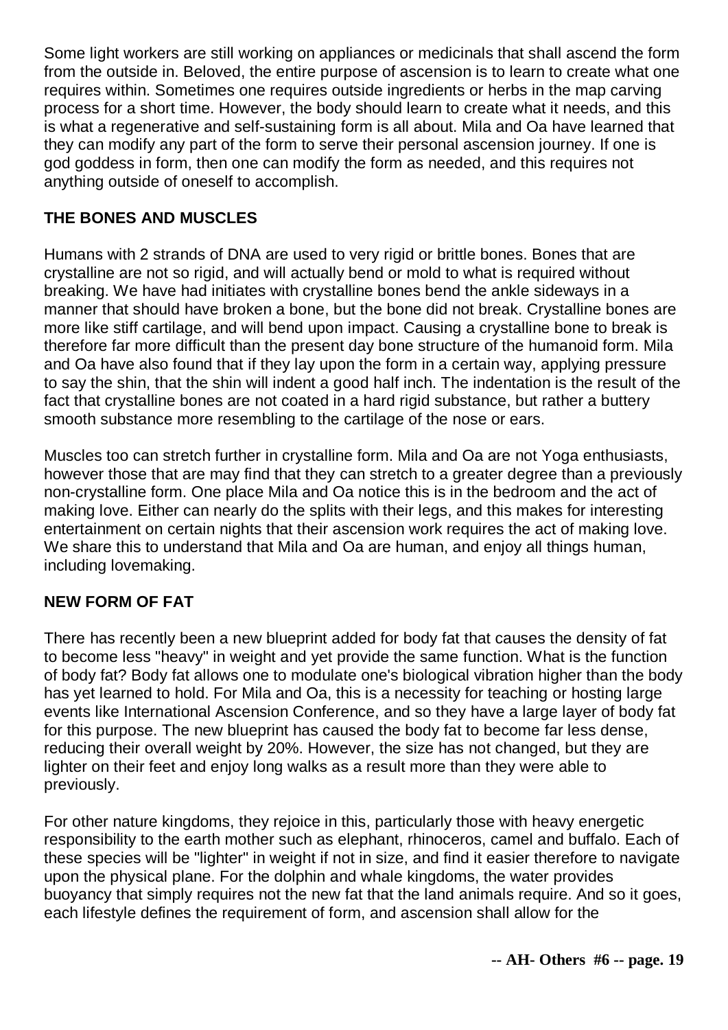Some light workers are still working on appliances or medicinals that shall ascend the form from the outside in. Beloved, the entire purpose of ascension is to learn to create what one requires within. Sometimes one requires outside ingredients or herbs in the map carving process for a short time. However, the body should learn to create what it needs, and this is what a regenerative and self-sustaining form is all about. Mila and Oa have learned that they can modify any part of the form to serve their personal ascension journey. If one is god goddess in form, then one can modify the form as needed, and this requires not anything outside of oneself to accomplish.

### THE BONES AND MUSCLES

Humans with 2 strands of DNA are used to very rigid or brittle bones. Bones that are crystalline are not so rigid, and will actually bend or mold to what is required without breaking. We have had initiates with crystalline bones bend the ankle sideways in a manner that should have broken a bone, but the bone did not break. Crystalline bones are more like stiff cartilage, and will bend upon impact. Causing a crystalline bone to break is therefore far more difficult than the present day bone structure of the humanoid form. Mila and Oa have also found that if they lay upon the form in a certain way, applying pressure to say the shin, that the shin will indent a good half inch. The indentation is the result of the fact that crystalline bones are not coated in a hard rigid substance, but rather a buttery smooth substance more resembling to the cartilage of the nose or ears.

Muscles too can stretch further in crystalline form. Mila and Oa are not Yoga enthusiasts, however those that are may find that they can stretch to a greater degree than a previously non-crystalline form. One place Mila and Oa notice this is in the bedroom and the act of making love. Either can nearly do the splits with their legs, and this makes for interesting entertainment on certain nights that their ascension work requires the act of making love. We share this to understand that Mila and Oa are human, and enjoy all things human, including lovemaking.

### NEW FORM OF FAT

There has recently been a new blueprint added for body fat that causes the density of fat to become less "heavy" in weight and yet provide the same function. What is the function of body fat? Body fat allows one to modulate one's biological vibration higher than the body has yet learned to hold. For Mila and Oa, this is a necessity for teaching or hosting large events like International Ascension Conference, and so they have a large layer of body fat for this purpose. The new blueprint has caused the body fat to become far less dense, reducing their overall weight by 20%. However, the size has not changed, but they are lighter on their feet and enjoy long walks as a result more than they were able to previously.

For other nature kingdoms, they rejoice in this, particularly those with heavy energetic responsibility to the earth mother such as elephant, rhinoceros, camel and buffalo. Each of these species will be "lighter" in weight if not in size, and find it easier therefore to navigate upon the physical plane. For the dolphin and whale kingdoms, the water provides buoyancy that simply requires not the new fat that the land animals require. And so it goes, each lifestyle defines the requirement of form, and ascension shall allow for the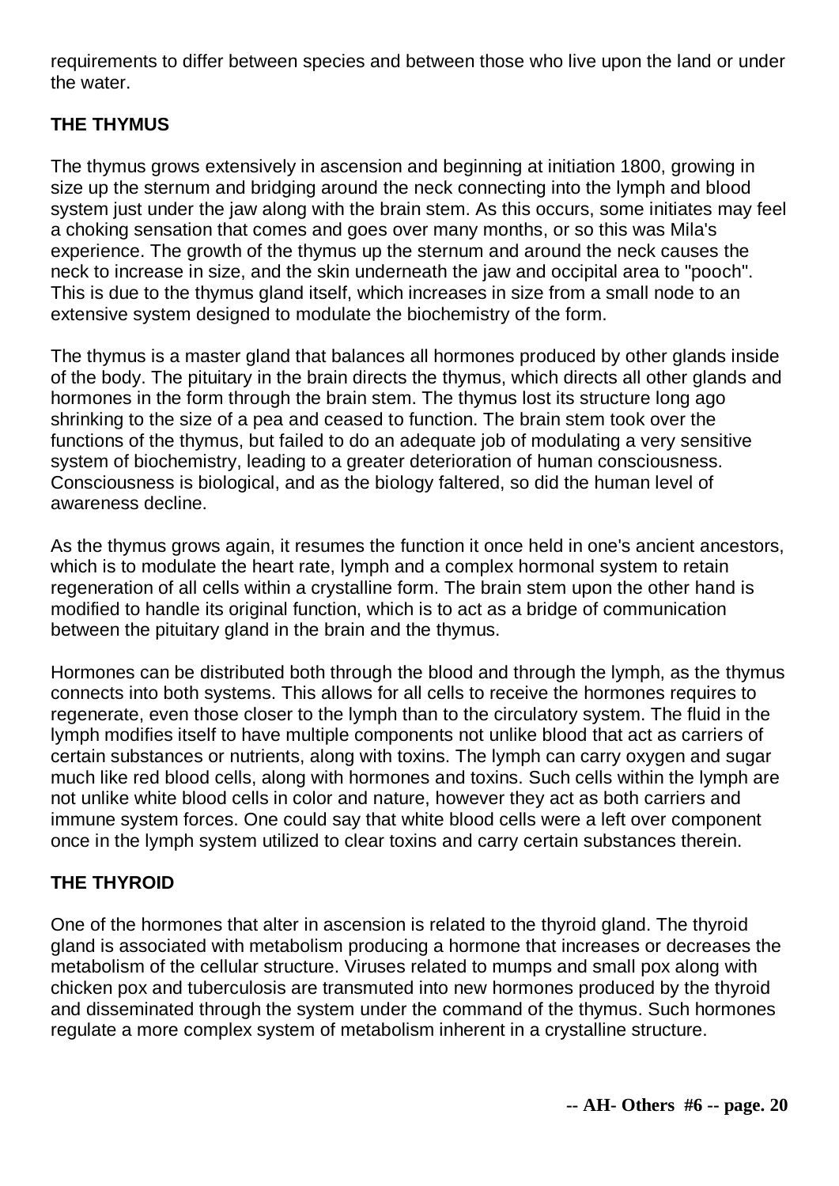requirements to differ between species and between those who live upon the land or under the water.

## THE THYMUS

The thymus grows extensively in ascension and beginning at initiation 1800, growing in size up the sternum and bridging around the neck connecting into the lymph and blood system just under the jaw along with the brain stem. As this occurs, some initiates may feel a choking sensation that comes and goes over many months, or so this was Mila's experience. The growth of the thymus up the sternum and around the neck causes the neck to increase in size, and the skin underneath the jaw and occipital area to "pooch". This is due to the thymus gland itself, which increases in size from a small node to an extensive system designed to modulate the biochemistry of the form.

The thymus is a master gland that balances all hormones produced by other glands inside of the body. The pituitary in the brain directs the thymus, which directs all other glands and hormones in the form through the brain stem. The thymus lost its structure long ago shrinking to the size of a pea and ceased to function. The brain stem took over the functions of the thymus, but failed to do an adequate job of modulating a very sensitive system of biochemistry, leading to a greater deterioration of human consciousness. Consciousness is biological, and as the biology faltered, so did the human level of awareness decline.

As the thymus grows again, it resumes the function it once held in one's ancient ancestors, which is to modulate the heart rate, lymph and a complex hormonal system to retain regeneration of all cells within a crystalline form. The brain stem upon the other hand is modified to handle its original function, which is to act as a bridge of communication between the pituitary gland in the brain and the thymus.

Hormones can be distributed both through the blood and through the lymph, as the thymus connects into both systems. This allows for all cells to receive the hormones requires to regenerate, even those closer to the lymph than to the circulatory system. The fluid in the lymph modifies itself to have multiple components not unlike blood that act as carriers of certain substances or nutrients, along with toxins. The lymph can carry oxygen and sugar much like red blood cells, along with hormones and toxins. Such cells within the lymph are not unlike white blood cells in color and nature, however they act as both carriers and immune system forces. One could say that white blood cells were a left over component once in the lymph system utilized to clear toxins and carry certain substances therein.

## THE THYROID

One of the hormones that alter in ascension is related to the thyroid gland. The thyroid gland is associated with metabolism producing a hormone that increases or decreases the metabolism of the cellular structure. Viruses related to mumps and small pox along with chicken pox and tuberculosis are transmuted into new hormones produced by the thyroid and disseminated through the system under the command of the thymus. Such hormones regulate a more complex system of metabolism inherent in a crystalline structure.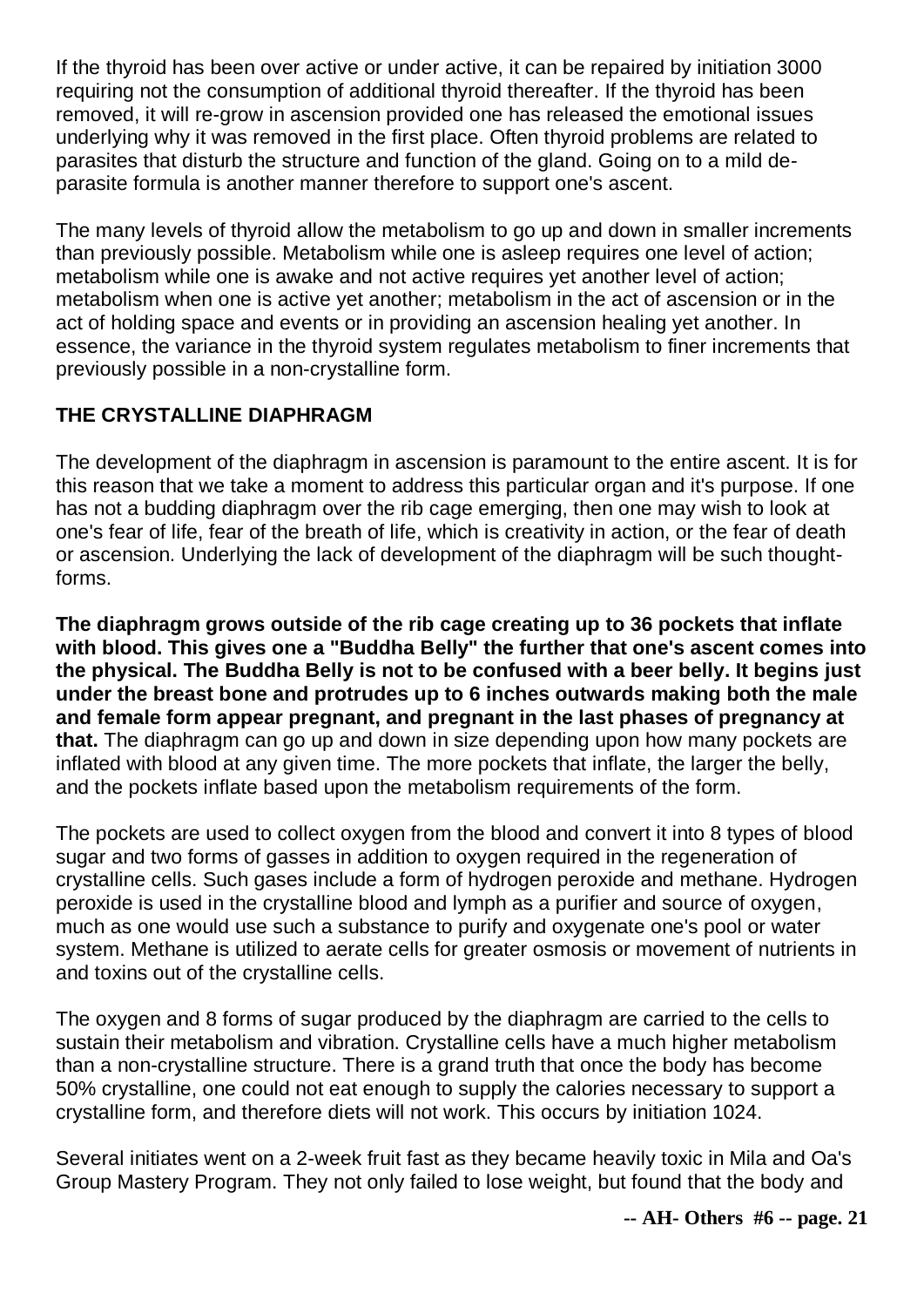If the thyroid has been over active or under active, it can be repaired by initiation 3000 requiring not the consumption of additional thyroid thereafter. If the thyroid has been removed, it will re-grow in ascension provided one has released the emotional issues underlying why it was removed in the first place. Often thyroid problems are related to parasites that disturb the structure and function of the gland. Going on to a mild de-parasite formula is another manner therefore to support one's ascent.

The many levels of thyroid allow the metabolism to go up and down in smaller increments than previously possible. Metabolism while one is asleep requires one level of action; metabolism while one is awake and not active requires yet another level of action; metabolism when one is active yet another; metabolism in the act of ascension or in the act of holding space and events or in providing an ascension healing yet another. In essence, the variance in the thyroid system regulates metabolism to finer increments that previously possible in a non-crystalline form.

## THE CRYSTALLINE DIAPHRAGM

The development of the diaphragm in ascension is paramount to the entire ascent. It is for this reason that we take a moment to address this particular organ and it's purpose. If one has not a budding diaphragm over the rib cage emerging, then one may wish to look at one's fear of life, fear of the breath of life, which is creativity in action, or the fear of death or ascension. Underlying the lack of development of the diaphragm will be such thought-forms.

**The diaphragm grows outside of the rib cage creating up to 36 pockets that inflate with blood. This gives one a "Buddha Belly" the further that one's ascent comes into the physical. The Buddha Belly is not to be confused with a beer belly. It begins just under the breast bone and protrudes up to 6 inches outwards making both the male and female form appear pregnant, and pregnant in the last phases of pregnancy at that.** The diaphragm can go up and down in size depending upon how many pockets are inflated with blood at any given time. The more pockets that inflate, the larger the belly, and the pockets inflate based upon the metabolism requirements of the form.

The pockets are used to collect oxygen from the blood and convert it into 8 types of blood sugar and two forms of gasses in addition to oxygen required in the regeneration of crystalline cells. Such gases include a form of hydrogen peroxide and methane. Hydrogen peroxide is used in the crystalline blood and lymph as a purifier and source of oxygen, much as one would use such a substance to purify and oxygenate one's pool or water system. Methane is utilized to aerate cells for greater osmosis or movement of nutrients in and toxins out of the crystalline cells.

The oxygen and 8 forms of sugar produced by the diaphragm are carried to the cells to sustain their metabolism and vibration. Crystalline cells have a much higher metabolism than a non-crystalline structure. There is a grand truth that once the body has become 50% crystalline, one could not eat enough to supply the calories necessary to support a crystalline form, and therefore diets will not work. This occurs by initiation 1024.

Several initiates went on a 2-week fruit fast as they became heavily toxic in Mila and Oa's Group Mastery Program. They not only failed to lose weight, but found that the body and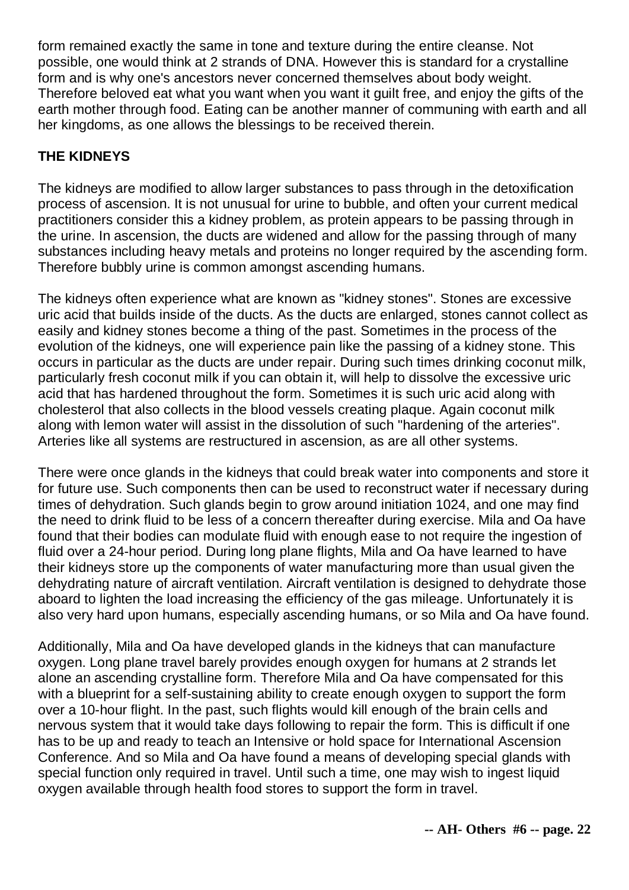form remained exactly the same in tone and texture during the entire cleanse. Not possible, one would think at 2 strands of DNA. However this is standard for a crystalline form and is why one's ancestors never concerned themselves about body weight. Therefore beloved eat what you want when you want it guilt free, and enjoy the gifts of the earth mother through food. Eating can be another manner of communing with earth and all her kingdoms, as one allows the blessings to be received therein.

## THE KIDNEYS

The kidneys are modified to allow larger substances to pass through in the detoxification process of ascension. It is not unusual for urine to bubble, and often your current medical practitioners consider this a kidney problem, as protein appears to be passing through in the urine. In ascension, the ducts are widened and allow for the passing through of many substances including heavy metals and proteins no longer required by the ascending form. Therefore bubbly urine is common amongst ascending humans.

The kidneys often experience what are known as "kidney stones". Stones are excessive uric acid that builds inside of the ducts. As the ducts are enlarged, stones cannot collect as easily and kidney stones become a thing of the past. Sometimes in the process of the evolution of the kidneys, one will experience pain like the passing of a kidney stone. This occurs in particular as the ducts are under repair. During such times drinking coconut milk, particularly fresh coconut milk if you can obtain it, will help to dissolve the excessive uric acid that has hardened throughout the form. Sometimes it is such uric acid along with cholesterol that also collects in the blood vessels creating plaque. Again coconut milk along with lemon water will assist in the dissolution of such "hardening of the arteries". Arteries like all systems are restructured in ascension, as are all other systems.

There were once glands in the kidneys that could break water into components and store it for future use. Such components then can be used to reconstruct water if necessary during times of dehydration. Such glands begin to grow around initiation 1024, and one may find the need to drink fluid to be less of a concern thereafter during exercise. Mila and Oa have found that their bodies can modulate fluid with enough ease to not require the ingestion of fluid over a 24-hour period. During long plane flights, Mila and Oa have learned to have their kidneys store up the components of water manufacturing more than usual given the dehydrating nature of aircraft ventilation. Aircraft ventilation is designed to dehydrate those aboard to lighten the load increasing the efficiency of the gas mileage. Unfortunately it is also very hard upon humans, especially ascending humans, or so Mila and Oa have found.

Additionally, Mila and Oa have developed glands in the kidneys that can manufacture oxygen. Long plane travel barely provides enough oxygen for humans at 2 strands let alone an ascending crystalline form. Therefore Mila and Oa have compensated for this with a blueprint for a self-sustaining ability to create enough oxygen to support the form over a 10-hour flight. In the past, such flights would kill enough of the brain cells and nervous system that it would take days following to repair the form. This is difficult if one has to be up and ready to teach an Intensive or hold space for International Ascension Conference. And so Mila and Oa have found a means of developing special glands with special function only required in travel. Until such a time, one may wish to ingest liquid oxygen available through health food stores to support the form in travel.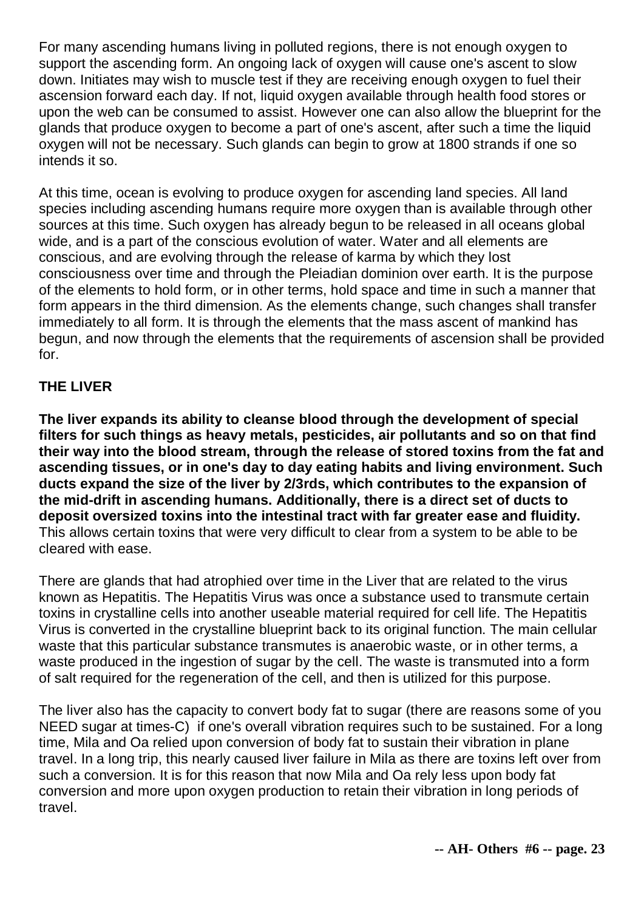For many ascending humans living in polluted regions, there is not enough oxygen to support the ascending form. An ongoing lack of oxygen will cause one's ascent to slow down. Initiates may wish to muscle test if they are receiving enough oxygen to fuel their ascension forward each day. If not, liquid oxygen available through health food stores or upon the web can be consumed to assist. However one can also allow the blueprint for the glands that produce oxygen to become a part of one's ascent, after such a time the liquid oxygen will not be necessary. Such glands can begin to grow at 1800 strands if one so intends it so.

At this time, ocean is evolving to produce oxygen for ascending land species. All land species including ascending humans require more oxygen than is available through other sources at this time. Such oxygen has already begun to be released in all oceans global wide, and is a part of the conscious evolution of water. Water and all elements are conscious, and are evolving through the release of karma by which they lost consciousness over time and through the Pleiadian dominion over earth. It is the purpose of the elements to hold form, or in other terms, hold space and time in such a manner that form appears in the third dimension. As the elements change, such changes shall transfer immediately to all form. It is through the elements that the mass ascent of mankind has begun, and now through the elements that the requirements of ascension shall be provided for.

## THE LIVER

**The liver expands its ability to cleanse blood through the development of special filters for such things as heavy metals, pesticides, air pollutants and so on that find their way into the blood stream, through the release of stored toxins from the fat and ascending tissues, or in one's day to day eating habits and living environment. Such ducts expand the size of the liver by 2/3rds, which contributes to the expansion of the mid-drift in ascending humans. Additionally, there is a direct set of ducts to deposit oversized toxins into the intestinal tract with far greater ease and fluidity.** This allows certain toxins that were very difficult to clear from a system to be able to be cleared with ease.

There are glands that had atrophied over time in the Liver that are related to the virus known as Hepatitis. The Hepatitis Virus was once a substance used to transmute certain toxins in crystalline cells into another useable material required for cell life. The Hepatitis Virus is converted in the crystalline blueprint back to its original function. The main cellular waste that this particular substance transmutes is anaerobic waste, or in other terms, a waste produced in the ingestion of sugar by the cell. The waste is transmuted into a form of salt required for the regeneration of the cell, and then is utilized for this purpose.

The liver also has the capacity to convert body fat to sugar (there are reasons some of you NEED sugar at times-C) if one's overall vibration requires such to be sustained. For a long time, Mila and Oa relied upon conversion of body fat to sustain their vibration in plane travel. In a long trip, this nearly caused liver failure in Mila as there are toxins left over from such a conversion. It is for this reason that now Mila and Oa rely less upon body fat conversion and more upon oxygen production to retain their vibration in long periods of travel.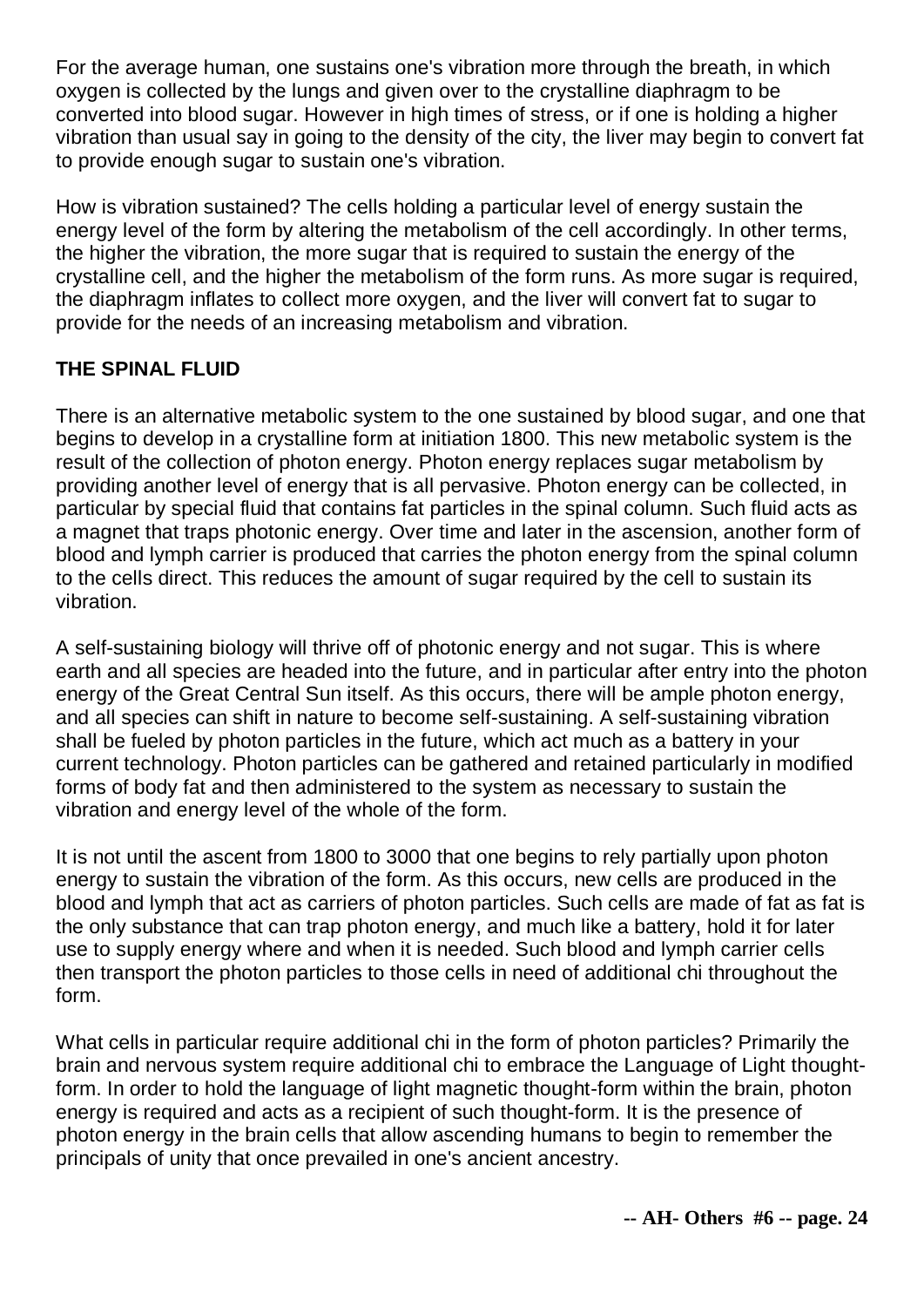For the average human, one sustains one's vibration more through the breath, in which oxygen is collected by the lungs and given over to the crystalline diaphragm to be converted into blood sugar. However in high times of stress, or if one is holding a higher vibration than usual say in going to the density of the city, the liver may begin to convert fat to provide enough sugar to sustain one's vibration.

How is vibration sustained? The cells holding a particular level of energy sustain the energy level of the form by altering the metabolism of the cell accordingly. In other terms, the higher the vibration, the more sugar that is required to sustain the energy of the crystalline cell, and the higher the metabolism of the form runs. As more sugar is required, the diaphragm inflates to collect more oxygen, and the liver will convert fat to sugar to provide for the needs of an increasing metabolism and vibration.

**THE SPINAL FLUID**

There is an alternative metabolic system to the one sustained by blood sugar, and one that begins to develop in a crystalline form at initiation 1800. This new metabolic system is the result of the collection of photon energy. Photon energy replaces sugar metabolism by providing another level of energy that is all pervasive. Photon energy can be collected, in particular by special fluid that contains fat particles in the spinal column. Such fluid acts as a magnet that traps photonic energy. Over time and later in the ascension, another form of blood and lymph carrier is produced that carries the photon energy from the spinal column to the cells direct. This reduces the amount of sugar required by the cell to sustain its vibration.

A self-sustaining biology will thrive off of photonic energy and not sugar. This is where earth and all species are headed into the future, and in particular after entry into the photon energy of the Great Central Sun itself. As this occurs, there will be ample photon energy, and all species can shift in nature to become self-sustaining. A self-sustaining vibration shall be fueled by photon particles in the future, which act much as a battery in your current technology. Photon particles can be gathered and retained particularly in modified forms of body fat and then administered to the system as necessary to sustain the vibration and energy level of the whole of the form.

It is not until the ascent from 1800 to 3000 that one begins to rely partially upon photon energy to sustain the vibration of the form. As this occurs, new cells are produced in the blood and lymph that act as carriers of photon particles. Such cells are made of fat as fat is the only substance that can trap photon energy, and much like a battery, hold it for later use to supply energy where and when it is needed. Such blood and lymph carrier cells then transport the photon particles to those cells in need of additional chi throughout the form.

What cells in particular require additional chi in the form of photon particles? Primarily the brain and nervous system require additional chi to embrace the Language of Light thought-form. In order to hold the language of light magnetic thought-form within the brain, photon energy is required and acts as a recipient of such thought-form. It is the presence of photon energy in the brain cells that allow ascending humans to begin to remember the principals of unity that once prevailed in one's ancient ancestry.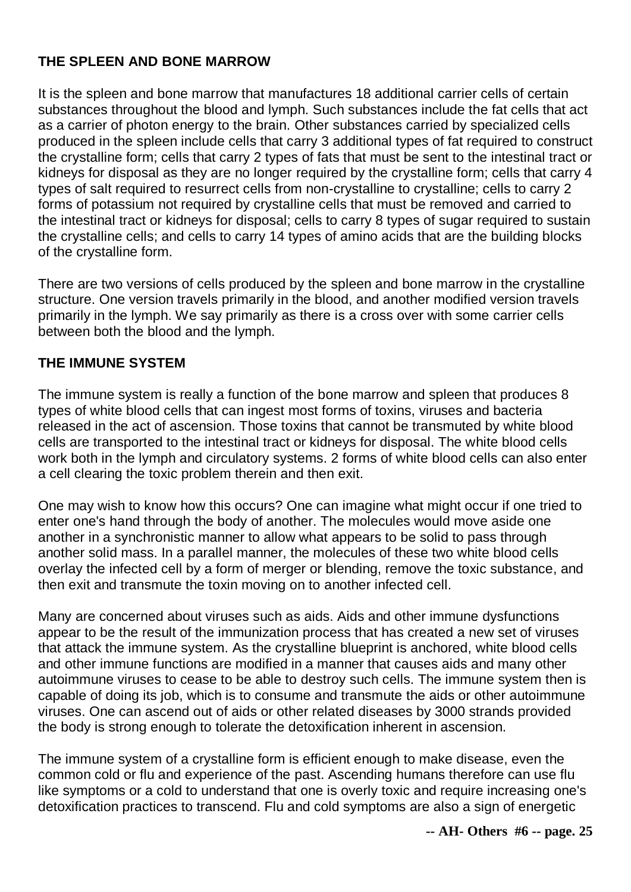**THE SPLEEN AND BONE MARROW**

It is the spleen and bone marrow that manufactures 18 additional carrier cells of certain substances throughout the blood and lymph. Such substances include the fat cells that act as a carrier of photon energy to the brain. Other substances carried by specialized cells produced in the spleen include cells that carry 3 additional types of fat required to construct the crystalline form; cells that carry 2 types of fats that must be sent to the intestinal tract or kidneys for disposal as they are no longer required by the crystalline form; cells that carry 4 types of salt required to resurrect cells from non-crystalline to crystalline; cells to carry 2 forms of potassium not required by crystalline cells that must be removed and carried to the intestinal tract or kidneys for disposal; cells to carry 8 types of sugar required to sustain the crystalline cells; and cells to carry 14 types of amino acids that are the building blocks of the crystalline form.

There are two versions of cells produced by the spleen and bone marrow in the crystalline structure. One version travels primarily in the blood, and another modified version travels primarily in the lymph. We say primarily as there is a cross over with some carrier cells between both the blood and the lymph.

**THE IMMUNE SYSTEM**

The immune system is really a function of the bone marrow and spleen that produces 8 types of white blood cells that can ingest most forms of toxins, viruses and bacteria released in the act of ascension. Those toxins that cannot be transmuted by white blood cells are transported to the intestinal tract or kidneys for disposal. The white blood cells work both in the lymph and circulatory systems. 2 forms of white blood cells can also enter a cell clearing the toxic problem therein and then exit.

One may wish to know how this occurs? One can imagine what might occur if one tried to enter one's hand through the body of another. The molecules would move aside one another in a synchronistic manner to allow what appears to be solid to pass through another solid mass. In a parallel manner, the molecules of these two white blood cells overlay the infected cell by a form of merger or blending, remove the toxic substance, and then exit and transmute the toxin moving on to another infected cell.

Many are concerned about viruses such as aids. Aids and other immune dysfunctions appear to be the result of the immunization process that has created a new set of viruses that attack the immune system. As the crystalline blueprint is anchored, white blood cells and other immune functions are modified in a manner that causes aids and many other autoimmune viruses to cease to be able to destroy such cells. The immune system then is capable of doing its job, which is to consume and transmute the aids or other autoimmune viruses. One can ascend out of aids or other related diseases by 3000 strands provided the body is strong enough to tolerate the detoxification inherent in ascension.

The immune system of a crystalline form is efficient enough to make disease, even the common cold or flu and experience of the past. Ascending humans therefore can use flu like symptoms or a cold to understand that one is overly toxic and require increasing one's detoxification practices to transcend. Flu and cold symptoms are also a sign of energetic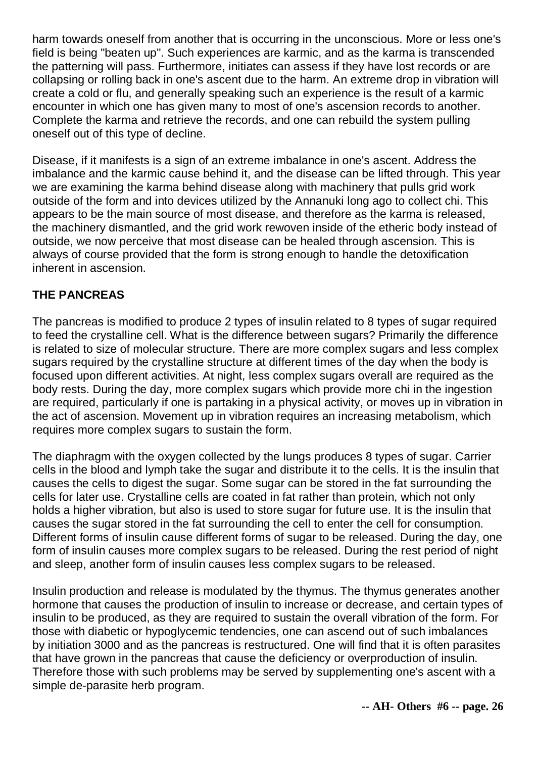harm towards oneself from another that is occurring in the unconscious. More or less one's field is being "beaten up". Such experiences are karmic, and as the karma is transcended the patterning will pass. Furthermore, initiates can assess if they have lost records or are collapsing or rolling back in one's ascent due to the harm. An extreme drop in vibration will create a cold or flu, and generally speaking such an experience is the result of a karmic encounter in which one has given many to most of one's ascension records to another. Complete the karma and retrieve the records, and one can rebuild the system pulling oneself out of this type of decline.

Disease, if it manifests is a sign of an extreme imbalance in one's ascent. Address the imbalance and the karmic cause behind it, and the disease can be lifted through. This year we are examining the karma behind disease along with machinery that pulls grid work outside of the form and into devices utilized by the Annanuki long ago to collect chi. This appears to be the main source of most disease, and therefore as the karma is released, the machinery dismantled, and the grid work rewoven inside of the etheric body instead of outside, we now perceive that most disease can be healed through ascension. This is always of course provided that the form is strong enough to handle the detoxification inherent in ascension.

**THE PANCREAS**

The pancreas is modified to produce 2 types of insulin related to 8 types of sugar required to feed the crystalline cell. What is the difference between sugars? Primarily the difference is related to size of molecular structure. There are more complex sugars and less complex sugars required by the crystalline structure at different times of the day when the body is focused upon different activities. At night, less complex sugars overall are required as the body rests. During the day, more complex sugars which provide more chi in the ingestion are required, particularly if one is partaking in a physical activity, or moves up in vibration in the act of ascension. Movement up in vibration requires an increasing metabolism, which requires more complex sugars to sustain the form.

The diaphragm with the oxygen collected by the lungs produces 8 types of sugar. Carrier cells in the blood and lymph take the sugar and distribute it to the cells. It is the insulin that causes the cells to digest the sugar. Some sugar can be stored in the fat surrounding the cells for later use. Crystalline cells are coated in fat rather than protein, which not only holds a higher vibration, but also is used to store sugar for future use. It is the insulin that causes the sugar stored in the fat surrounding the cell to enter the cell for consumption. Different forms of insulin cause different forms of sugar to be released. During the day, one form of insulin causes more complex sugars to be released. During the rest period of night and sleep, another form of insulin causes less complex sugars to be released.

Insulin production and release is modulated by the thymus. The thymus generates another hormone that causes the production of insulin to increase or decrease, and certain types of insulin to be produced, as they are required to sustain the overall vibration of the form. For those with diabetic or hypoglycemic tendencies, one can ascend out of such imbalances by initiation 3000 and as the pancreas is restructured. One will find that it is often parasites that have grown in the pancreas that cause the deficiency or overproduction of insulin. Therefore those with such problems may be served by supplementing one's ascent with a simple de-parasite herb program.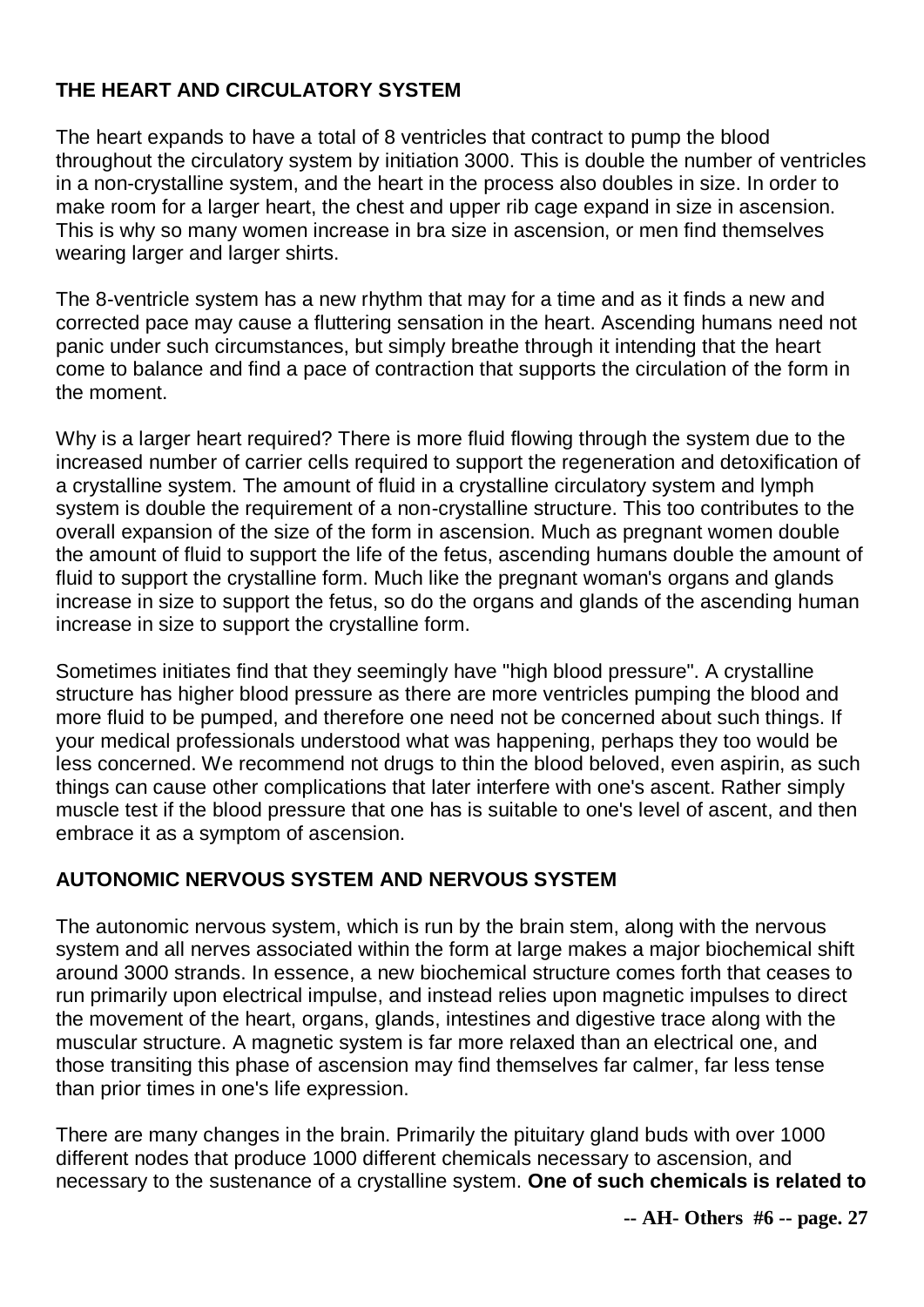**THE HEART AND CIRCULATORY SYSTEM**

The heart expands to have a total of 8 ventricles that contract to pump the blood throughout the circulatory system by initiation 3000. This is double the number of ventricles in a non-crystalline system, and the heart in the process also doubles in size. In order to make room for a larger heart, the chest and upper rib cage expand in size in ascension. This is why so many women increase in bra size in ascension, or men find themselves wearing larger and larger shirts.

The 8-ventricle system has a new rhythm that may for a time and as it finds a new and corrected pace may cause a fluttering sensation in the heart. Ascending humans need not panic under such circumstances, but simply breathe through it intending that the heart come to balance and find a pace of contraction that supports the circulation of the form in the moment.

Why is a larger heart required? There is more fluid flowing through the system due to the increased number of carrier cells required to support the regeneration and detoxification of a crystalline system. The amount of fluid in a crystalline circulatory system and lymph system is double the requirement of a non-crystalline structure. This too contributes to the overall expansion of the size of the form in ascension. Much as pregnant women double the amount of fluid to support the life of the fetus, ascending humans double the amount of fluid to support the crystalline form. Much like the pregnant woman's organs and glands increase in size to support the fetus, so do the organs and glands of the ascending human increase in size to support the crystalline form.

Sometimes initiates find that they seemingly have "high blood pressure". A crystalline structure has higher blood pressure as there are more ventricles pumping the blood and more fluid to be pumped, and therefore one need not be concerned about such things. If your medical professionals understood what was happening, perhaps they too would be less concerned. We recommend not drugs to thin the blood beloved, even aspirin, as such things can cause other complications that later interfere with one's ascent. Rather simply muscle test if the blood pressure that one has is suitable to one's level of ascent, and then embrace it as a symptom of ascension.

**AUTONOMIC NERVOUS SYSTEM AND NERVOUS SYSTEM**

The autonomic nervous system, which is run by the brain stem, along with the nervous system and all nerves associated within the form at large makes a major biochemical shift around 3000 strands. In essence, a new biochemical structure comes forth that ceases to run primarily upon electrical impulse, and instead relies upon magnetic impulses to direct the movement of the heart, organs, glands, intestines and digestive trace along with the muscular structure. A magnetic system is far more relaxed than an electrical one, and those transiting this phase of ascension may find themselves far calmer, far less tense than prior times in one's life expression.

There are many changes in the brain. Primarily the pituitary gland buds with over 1000 different nodes that produce 1000 different chemicals necessary to ascension, and necessary to the sustenance of a crystalline system. **One of such chemicals is related to**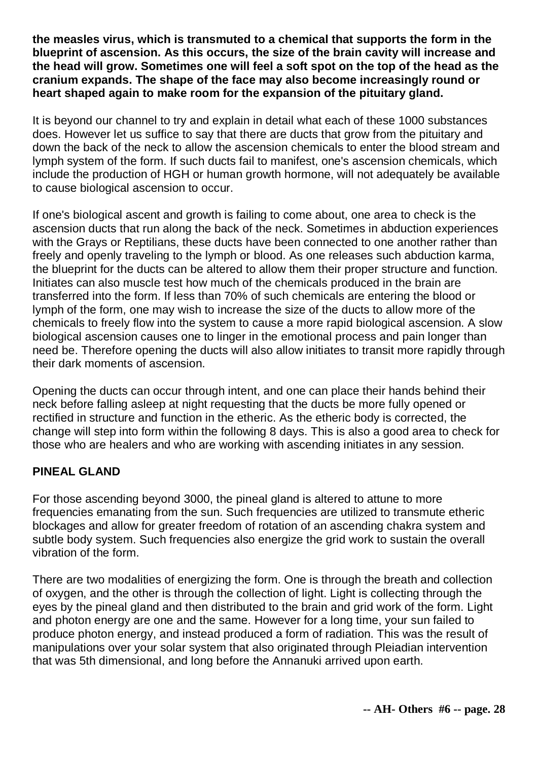**the measles virus, which is transmuted to a chemical that supports the form in the blueprint of ascension. As this occurs, the size of the brain cavity will increase and the head will grow. Sometimes one will feel a soft spot on the top of the head as the cranium expands. The shape of the face may also become increasingly round or heart shaped again to make room for the expansion of the pituitary gland.**

It is beyond our channel to try and explain in detail what each of these 1000 substances does. However let us suffice to say that there are ducts that grow from the pituitary and down the back of the neck to allow the ascension chemicals to enter the blood stream and lymph system of the form. If such ducts fail to manifest, one's ascension chemicals, which include the production of HGH or human growth hormone, will not adequately be available to cause biological ascension to occur.

If one's biological ascent and growth is failing to come about, one area to check is the ascension ducts that run along the back of the neck. Sometimes in abduction experiences with the Grays or Reptilians, these ducts have been connected to one another rather than freely and openly traveling to the lymph or blood. As one releases such abduction karma, the blueprint for the ducts can be altered to allow them their proper structure and function. Initiates can also muscle test how much of the chemicals produced in the brain are transferred into the form. If less than 70% of such chemicals are entering the blood or lymph of the form, one may wish to increase the size of the ducts to allow more of the chemicals to freely flow into the system to cause a more rapid biological ascension. A slow biological ascension causes one to linger in the emotional process and pain longer than need be. Therefore opening the ducts will also allow initiates to transit more rapidly through their dark moments of ascension.

Opening the ducts can occur through intent, and one can place their hands behind their neck before falling asleep at night requesting that the ducts be more fully opened or rectified in structure and function in the etheric. As the etheric body is corrected, the change will step into form within the following 8 days. This is also a good area to check for those who are healers and who are working with ascending initiates in any session.

## PINEAL GLAND

For those ascending beyond 3000, the pineal gland is altered to attune to more frequencies emanating from the sun. Such frequencies are utilized to transmute etheric blockages and allow for greater freedom of rotation of an ascending chakra system and subtle body system. Such frequencies also energize the grid work to sustain the overall vibration of the form.

There are two modalities of energizing the form. One is through the breath and collection of oxygen, and the other is through the collection of light. Light is collecting through the eyes by the pineal gland and then distributed to the brain and grid work of the form. Light and photon energy are one and the same. However for a long time, your sun failed to produce photon energy, and instead produced a form of radiation. This was the result of manipulations over your solar system that also originated through Pleiadian intervention that was 5th dimensional, and long before the Annanuki arrived upon earth.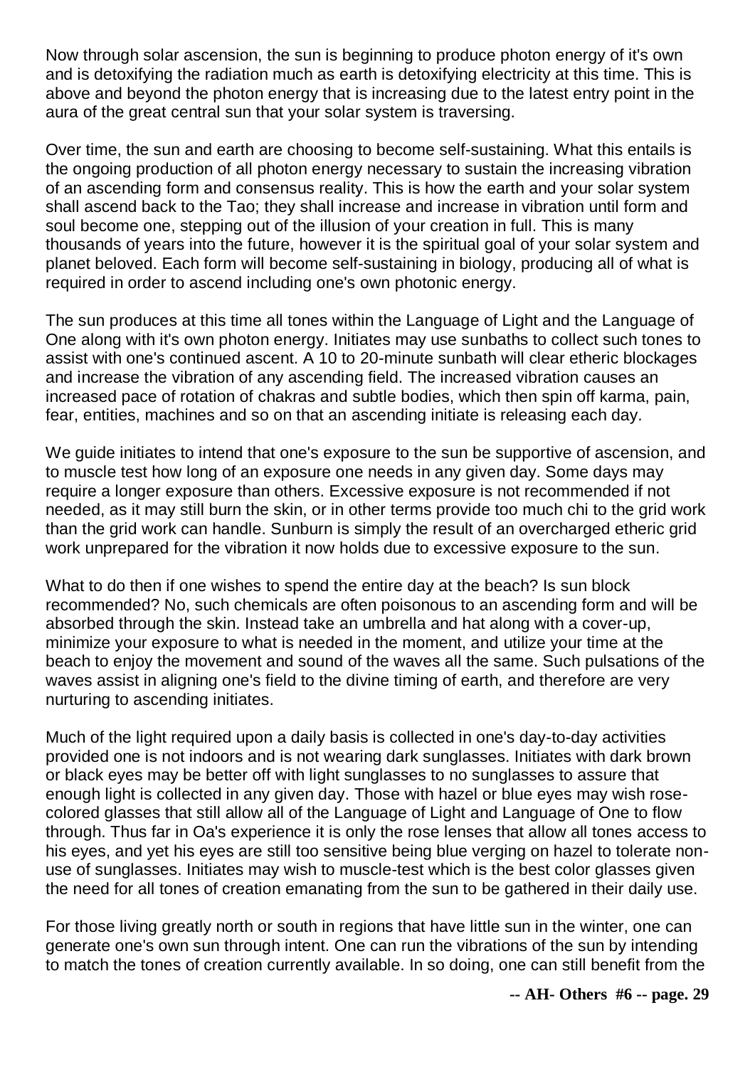Now through solar ascension, the sun is beginning to produce photon energy of it's own and is detoxifying the radiation much as earth is detoxifying electricity at this time. This is above and beyond the photon energy that is increasing due to the latest entry point in the aura of the great central sun that your solar system is traversing.

Over time, the sun and earth are choosing to become self-sustaining. What this entails is the ongoing production of all photon energy necessary to sustain the increasing vibration of an ascending form and consensus reality. This is how the earth and your solar system shall ascend back to the Tao; they shall increase and increase in vibration until form and soul become one, stepping out of the illusion of your creation in full. This is many thousands of years into the future, however it is the spiritual goal of your solar system and planet beloved. Each form will become self-sustaining in biology, producing all of what is required in order to ascend including one's own photonic energy.

The sun produces at this time all tones within the Language of Light and the Language of One along with it's own photon energy. Initiates may use sunbaths to collect such tones to assist with one's continued ascent. A 10 to 20-minute sunbath will clear etheric blockages and increase the vibration of any ascending field. The increased vibration causes an increased pace of rotation of chakras and subtle bodies, which then spin off karma, pain, fear, entities, machines and so on that an ascending initiate is releasing each day.

We guide initiates to intend that one's exposure to the sun be supportive of ascension, and to muscle test how long of an exposure one needs in any given day. Some days may require a longer exposure than others. Excessive exposure is not recommended if not needed, as it may still burn the skin, or in other terms provide too much chi to the grid work than the grid work can handle. Sunburn is simply the result of an overcharged etheric grid work unprepared for the vibration it now holds due to excessive exposure to the sun.

What to do then if one wishes to spend the entire day at the beach? Is sun block recommended? No, such chemicals are often poisonous to an ascending form and will be absorbed through the skin. Instead take an umbrella and hat along with a cover-up, minimize your exposure to what is needed in the moment, and utilize your time at the beach to enjoy the movement and sound of the waves all the same. Such pulsations of the waves assist in aligning one's field to the divine timing of earth, and therefore are very nurturing to ascending initiates.

Much of the light required upon a daily basis is collected in one's day-to-day activities provided one is not indoors and is not wearing dark sunglasses. Initiates with dark brown or black eyes may be better off with light sunglasses to no sunglasses to assure that enough light is collected in any given day. Those with hazel or blue eyes may wish rose-colored glasses that still allow all of the Language of Light and Language of One to flow through. Thus far in Oa's experience it is only the rose lenses that allow all tones access to his eyes, and yet his eyes are still too sensitive being blue verging on hazel to tolerate non-use of sunglasses. Initiates may wish to muscle-test which is the best color glasses given the need for all tones of creation emanating from the sun to be gathered in their daily use.

For those living greatly north or south in regions that have little sun in the winter, one can generate one's own sun through intent. One can run the vibrations of the sun by intending to match the tones of creation currently available. In so doing, one can still benefit from the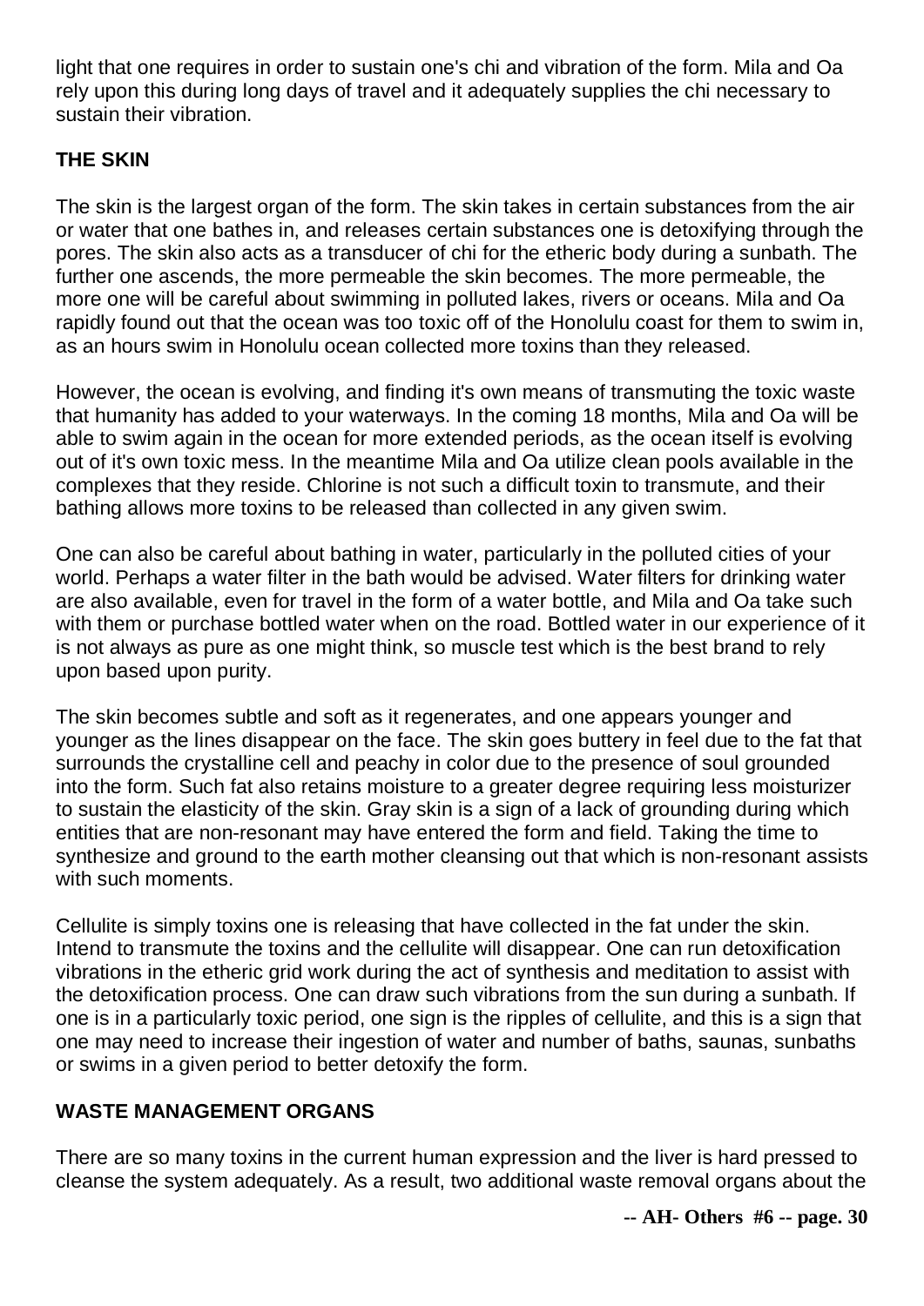light that one requires in order to sustain one's chi and vibration of the form. Mila and Oa rely upon this during long days of travel and it adequately supplies the chi necessary to sustain their vibration.

**THE SKIN**

The skin is the largest organ of the form. The skin takes in certain substances from the air or water that one bathes in, and releases certain substances one is detoxifying through the pores. The skin also acts as a transducer of chi for the etheric body during a sunbath. The further one ascends, the more permeable the skin becomes. The more permeable, the more one will be careful about swimming in polluted lakes, rivers or oceans. Mila and Oa rapidly found out that the ocean was too toxic off of the Honolulu coast for them to swim in, as an hours swim in Honolulu ocean collected more toxins than they released.

However, the ocean is evolving, and finding it's own means of transmuting the toxic waste that humanity has added to your waterways. In the coming 18 months, Mila and Oa will be able to swim again in the ocean for more extended periods, as the ocean itself is evolving out of it's own toxic mess. In the meantime Mila and Oa utilize clean pools available in the complexes that they reside. Chlorine is not such a difficult toxin to transmute, and their bathing allows more toxins to be released than collected in any given swim.

One can also be careful about bathing in water, particularly in the polluted cities of your world. Perhaps a water filter in the bath would be advised. Water filters for drinking water are also available, even for travel in the form of a water bottle, and Mila and Oa take such with them or purchase bottled water when on the road. Bottled water in our experience of it is not always as pure as one might think, so muscle test which is the best brand to rely upon based upon purity.

The skin becomes subtle and soft as it regenerates, and one appears younger and younger as the lines disappear on the face. The skin goes buttery in feel due to the fat that surrounds the crystalline cell and peachy in color due to the presence of soul grounded into the form. Such fat also retains moisture to a greater degree requiring less moisturizer to sustain the elasticity of the skin. Gray skin is a sign of a lack of grounding during which entities that are non-resonant may have entered the form and field. Taking the time to synthesize and ground to the earth mother cleansing out that which is non-resonant assists with such moments.

Cellulite is simply toxins one is releasing that have collected in the fat under the skin. Intend to transmute the toxins and the cellulite will disappear. One can run detoxification vibrations in the etheric grid work during the act of synthesis and meditation to assist with the detoxification process. One can draw such vibrations from the sun during a sunbath. If one is in a particularly toxic period, one sign is the ripples of cellulite, and this is a sign that one may need to increase their ingestion of water and number of baths, saunas, sunbaths or swims in a given period to better detoxify the form.

**WASTE MANAGEMENT ORGANS**

There are so many toxins in the current human expression and the liver is hard pressed to cleanse the system adequately. As a result, two additional waste removal organs about the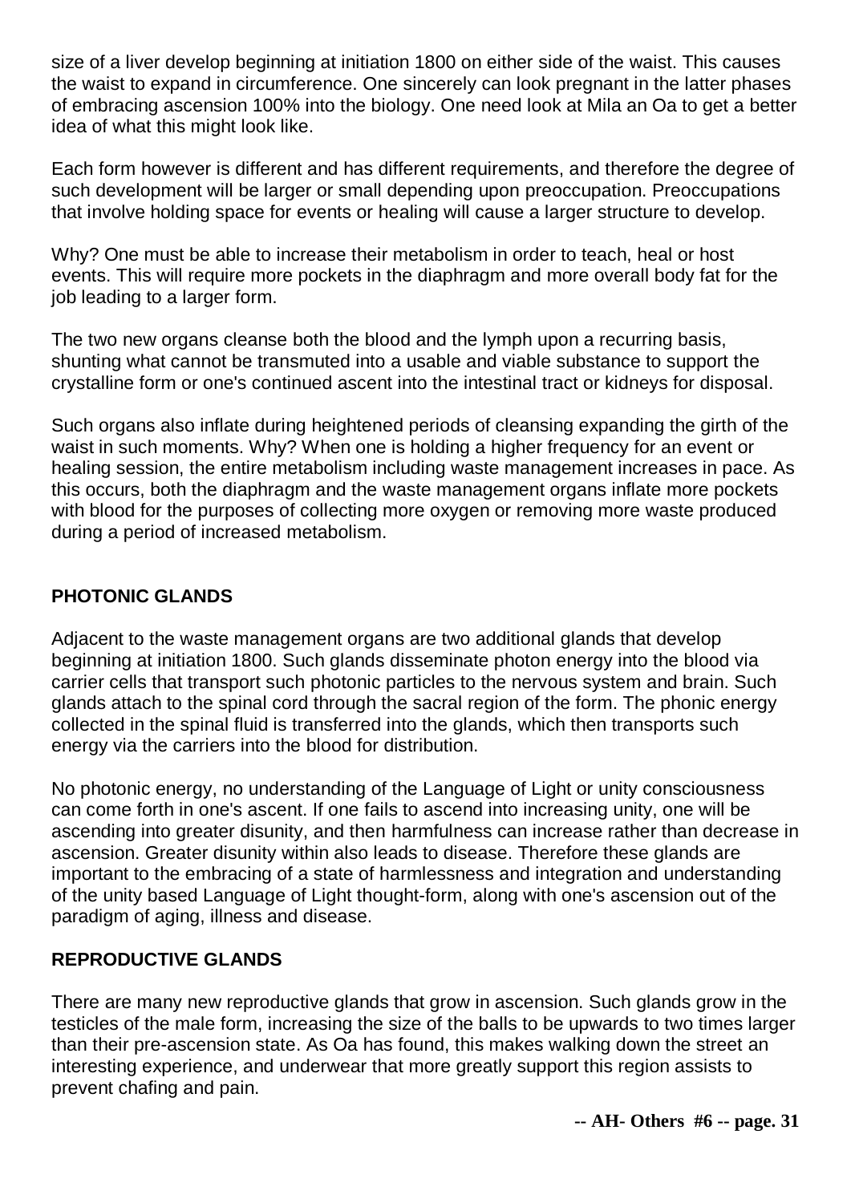size of a liver develop beginning at initiation 1800 on either side of the waist. This causes the waist to expand in circumference. One sincerely can look pregnant in the latter phases of embracing ascension 100% into the biology. One need look at Mila an Oa to get a better idea of what this might look like.

Each form however is different and has different requirements, and therefore the degree of such development will be larger or small depending upon preoccupation. Preoccupations that involve holding space for events or healing will cause a larger structure to develop.

Why? One must be able to increase their metabolism in order to teach, heal or host events. This will require more pockets in the diaphragm and more overall body fat for the job leading to a larger form.

The two new organs cleanse both the blood and the lymph upon a recurring basis, shunting what cannot be transmuted into a usable and viable substance to support the crystalline form or one's continued ascent into the intestinal tract or kidneys for disposal.

Such organs also inflate during heightened periods of cleansing expanding the girth of the waist in such moments. Why? When one is holding a higher frequency for an event or healing session, the entire metabolism including waste management increases in pace. As this occurs, both the diaphragm and the waste management organs inflate more pockets with blood for the purposes of collecting more oxygen or removing more waste produced during a period of increased metabolism.

### PHOTONIC GLANDS

Adjacent to the waste management organs are two additional glands that develop beginning at initiation 1800. Such glands disseminate photon energy into the blood via carrier cells that transport such photonic particles to the nervous system and brain. Such glands attach to the spinal cord through the sacral region of the form. The phonic energy collected in the spinal fluid is transferred into the glands, which then transports such energy via the carriers into the blood for distribution.

No photonic energy, no understanding of the Language of Light or unity consciousness can come forth in one's ascent. If one fails to ascend into increasing unity, one will be ascending into greater disunity, and then harmfulness can increase rather than decrease in ascension. Greater disunity within also leads to disease. Therefore these glands are important to the embracing of a state of harmlessness and integration and understanding of the unity based Language of Light thought-form, along with one's ascension out of the paradigm of aging, illness and disease.

### REPRODUCTIVE GLANDS

There are many new reproductive glands that grow in ascension. Such glands grow in the testicles of the male form, increasing the size of the balls to be upwards to two times larger than their pre-ascension state. As Oa has found, this makes walking down the street an interesting experience, and underwear that more greatly support this region assists to prevent chafing and pain.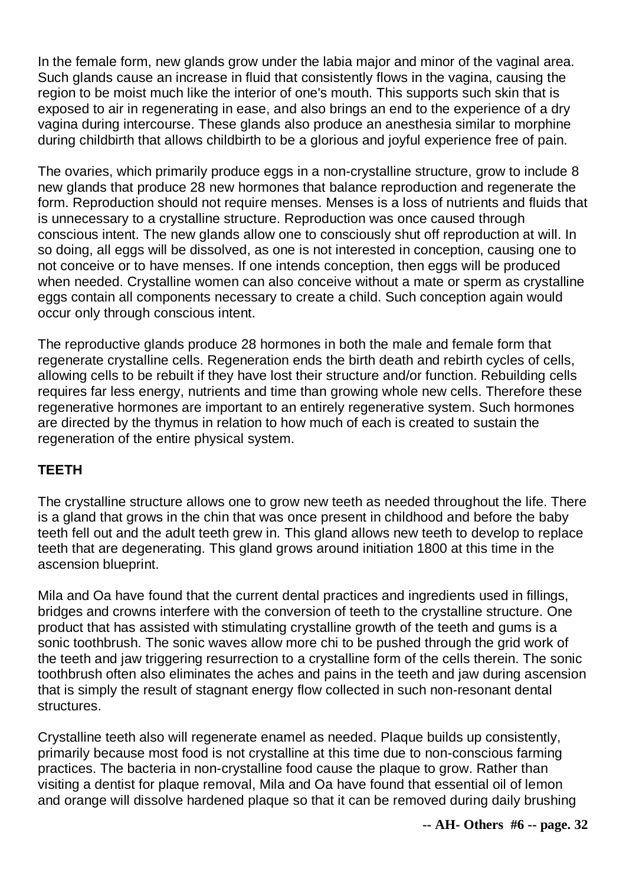In the female form, new glands grow under the labia major and minor of the vaginal area. Such glands cause an increase in fluid that consistently flows in the vagina, causing the region to be moist much like the interior of one's mouth. This supports such skin that is exposed to air in regenerating in ease, and also brings an end to the experience of a dry vagina during intercourse. These glands also produce an anesthesia similar to morphine during childbirth that allows childbirth to be a glorious and joyful experience free of pain.

The ovaries, which primarily produce eggs in a non-crystalline structure, grow to include 8 new glands that produce 28 new hormones that balance reproduction and regenerate the form. Reproduction should not require menses. Menses is a loss of nutrients and fluids that is unnecessary to a crystalline structure. Reproduction was once caused through conscious intent. The new glands allow one to consciously shut off reproduction at will. In so doing, all eggs will be dissolved, as one is not interested in conception, causing one to not conceive or to have menses. If one intends conception, then eggs will be produced when needed. Crystalline women can also conceive without a mate or sperm as crystalline eggs contain all components necessary to create a child. Such conception again would occur only through conscious intent.

The reproductive glands produce 28 hormones in both the male and female form that regenerate crystalline cells. Regeneration ends the birth death and rebirth cycles of cells, allowing cells to be rebuilt if they have lost their structure and/or function. Rebuilding cells requires far less energy, nutrients and time than growing whole new cells. Therefore these regenerative hormones are important to an entirely regenerative system. Such hormones are directed by the thymus in relation to how much of each is created to sustain the regeneration of the entire physical system.

**TEETH**

The crystalline structure allows one to grow new teeth as needed throughout the life. There is a gland that grows in the chin that was once present in childhood and before the baby teeth fell out and the adult teeth grew in. This gland allows new teeth to develop to replace teeth that are degenerating. This gland grows around initiation 1800 at this time in the ascension blueprint.

Mila and Oa have found that the current dental practices and ingredients used in fillings, bridges and crowns interfere with the conversion of teeth to the crystalline structure. One product that has assisted with stimulating crystalline growth of the teeth and gums is a sonic toothbrush. The sonic waves allow more chi to be pushed through the grid work of the teeth and jaw triggering resurrection to a crystalline form of the cells therein. The sonic toothbrush often also eliminates the aches and pains in the teeth and jaw during ascension that is simply the result of stagnant energy flow collected in such non-resonant dental structures.

Crystalline teeth also will regenerate enamel as needed. Plaque builds up consistently, primarily because most food is not crystalline at this time due to non-conscious farming practices. The bacteria in non-crystalline food cause the plaque to grow. Rather than visiting a dentist for plaque removal, Mila and Oa have found that essential oil of lemon and orange will dissolve hardened plaque so that it can be removed during daily brushing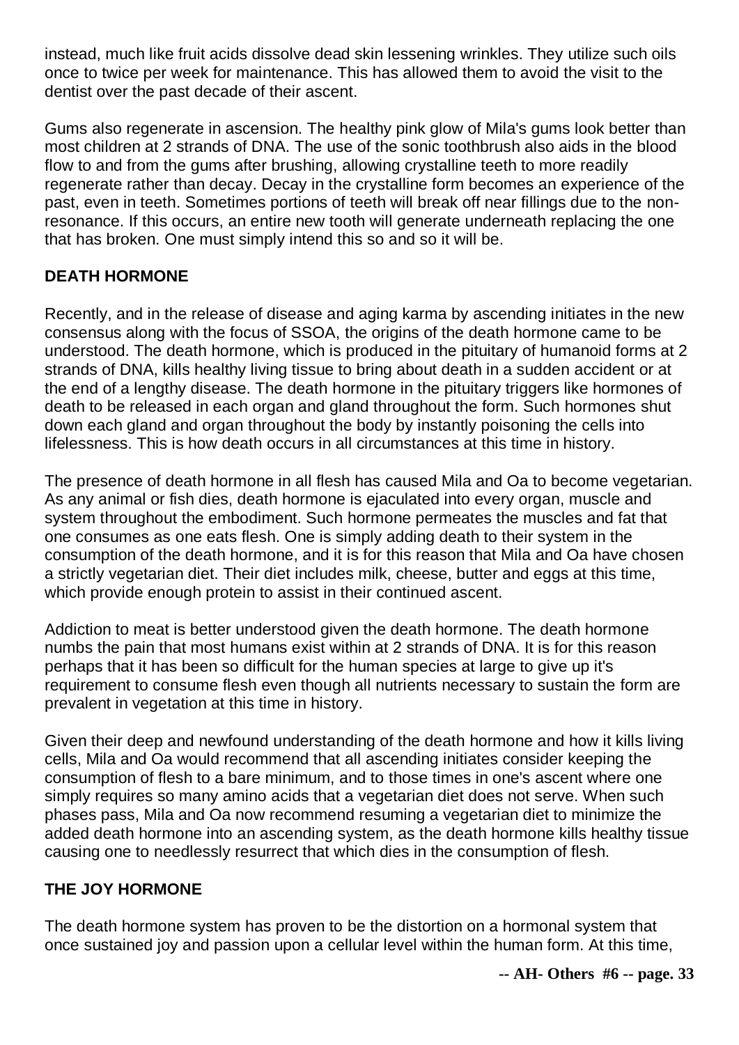instead, much like fruit acids dissolve dead skin lessening wrinkles. They utilize such oils once to twice per week for maintenance. This has allowed them to avoid the visit to the dentist over the past decade of their ascent.

Gums also regenerate in ascension. The healthy pink glow of Mila's gums look better than most children at 2 strands of DNA. The use of the sonic toothbrush also aids in the blood flow to and from the gums after brushing, allowing crystalline teeth to more readily regenerate rather than decay. Decay in the crystalline form becomes an experience of the past, even in teeth. Sometimes portions of teeth will break off near fillings due to the non-resonance. If this occurs, an entire new tooth will generate underneath replacing the one that has broken. One must simply intend this so and so it will be.

## DEATH HORMONE

Recently, and in the release of disease and aging karma by ascending initiates in the new consensus along with the focus of SSOA, the origins of the death hormone came to be understood. The death hormone, which is produced in the pituitary of humanoid forms at 2 strands of DNA, kills healthy living tissue to bring about death in a sudden accident or at the end of a lengthy disease. The death hormone in the pituitary triggers like hormones of death to be released in each organ and gland throughout the form. Such hormones shut down each gland and organ throughout the body by instantly poisoning the cells into lifelessness. This is how death occurs in all circumstances at this time in history.

The presence of death hormone in all flesh has caused Mila and Oa to become vegetarian. As any animal or fish dies, death hormone is ejaculated into every organ, muscle and system throughout the embodiment. Such hormone permeates the muscles and fat that one consumes as one eats flesh. One is simply adding death to their system in the consumption of the death hormone, and it is for this reason that Mila and Oa have chosen a strictly vegetarian diet. Their diet includes milk, cheese, butter and eggs at this time, which provide enough protein to assist in their continued ascent.

Addiction to meat is better understood given the death hormone. The death hormone numbs the pain that most humans exist within at 2 strands of DNA. It is for this reason perhaps that it has been so difficult for the human species at large to give up it's requirement to consume flesh even though all nutrients necessary to sustain the form are prevalent in vegetation at this time in history.

Given their deep and newfound understanding of the death hormone and how it kills living cells, Mila and Oa would recommend that all ascending initiates consider keeping the consumption of flesh to a bare minimum, and to those times in one's ascent where one simply requires so many amino acids that a vegetarian diet does not serve. When such phases pass, Mila and Oa now recommend resuming a vegetarian diet to minimize the added death hormone into an ascending system, as the death hormone kills healthy tissue causing one to needlessly resurrect that which dies in the consumption of flesh.

## THE JOY HORMONE

The death hormone system has proven to be the distortion on a hormonal system that once sustained joy and passion upon a cellular level within the human form. At this time,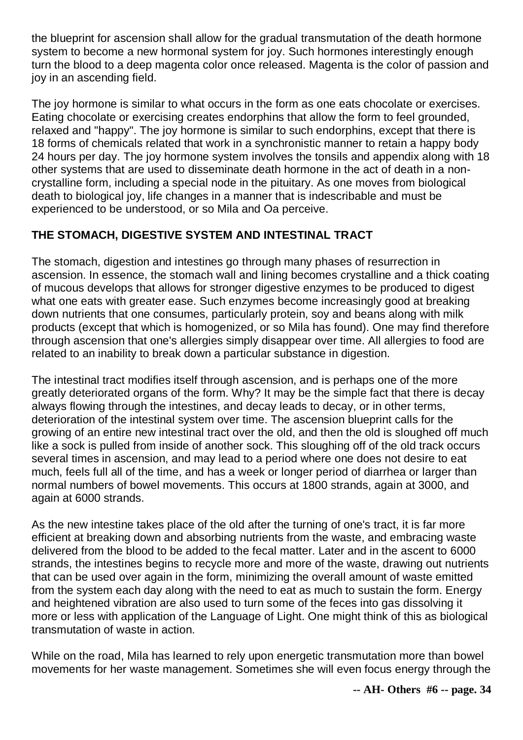the blueprint for ascension shall allow for the gradual transmutation of the death hormone system to become a new hormonal system for joy. Such hormones interestingly enough turn the blood to a deep magenta color once released. Magenta is the color of passion and joy in an ascending field.

The joy hormone is similar to what occurs in the form as one eats chocolate or exercises. Eating chocolate or exercising creates endorphins that allow the form to feel grounded, relaxed and "happy". The joy hormone is similar to such endorphins, except that there is 18 forms of chemicals related that work in a synchronistic manner to retain a happy body 24 hours per day. The joy hormone system involves the tonsils and appendix along with 18 other systems that are used to disseminate death hormone in the act of death in a non-crystalline form, including a special node in the pituitary. As one moves from biological death to biological joy, life changes in a manner that is indescribable and must be experienced to be understood, or so Mila and Oa perceive.

**THE STOMACH, DIGESTIVE SYSTEM AND INTESTINAL TRACT**

The stomach, digestion and intestines go through many phases of resurrection in ascension. In essence, the stomach wall and lining becomes crystalline and a thick coating of mucous develops that allows for stronger digestive enzymes to be produced to digest what one eats with greater ease. Such enzymes become increasingly good at breaking down nutrients that one consumes, particularly protein, soy and beans along with milk products (except that which is homogenized, or so Mila has found). One may find therefore through ascension that one's allergies simply disappear over time. All allergies to food are related to an inability to break down a particular substance in digestion.

The intestinal tract modifies itself through ascension, and is perhaps one of the more greatly deteriorated organs of the form. Why? It may be the simple fact that there is decay always flowing through the intestines, and decay leads to decay, or in other terms, deterioration of the intestinal system over time. The ascension blueprint calls for the growing of an entire new intestinal tract over the old, and then the old is sloughed off much like a sock is pulled from inside of another sock. This sloughing off of the old track occurs several times in ascension, and may lead to a period where one does not desire to eat much, feels full all of the time, and has a week or longer period of diarrhea or larger than normal numbers of bowel movements. This occurs at 1800 strands, again at 3000, and again at 6000 strands.

As the new intestine takes place of the old after the turning of one's tract, it is far more efficient at breaking down and absorbing nutrients from the waste, and embracing waste delivered from the blood to be added to the fecal matter. Later and in the ascent to 6000 strands, the intestines begins to recycle more and more of the waste, drawing out nutrients that can be used over again in the form, minimizing the overall amount of waste emitted from the system each day along with the need to eat as much to sustain the form. Energy and heightened vibration are also used to turn some of the feces into gas dissolving it more or less with application of the Language of Light. One might think of this as biological transmutation of waste in action.

While on the road, Mila has learned to rely upon energetic transmutation more than bowel movements for her waste management. Sometimes she will even focus energy through the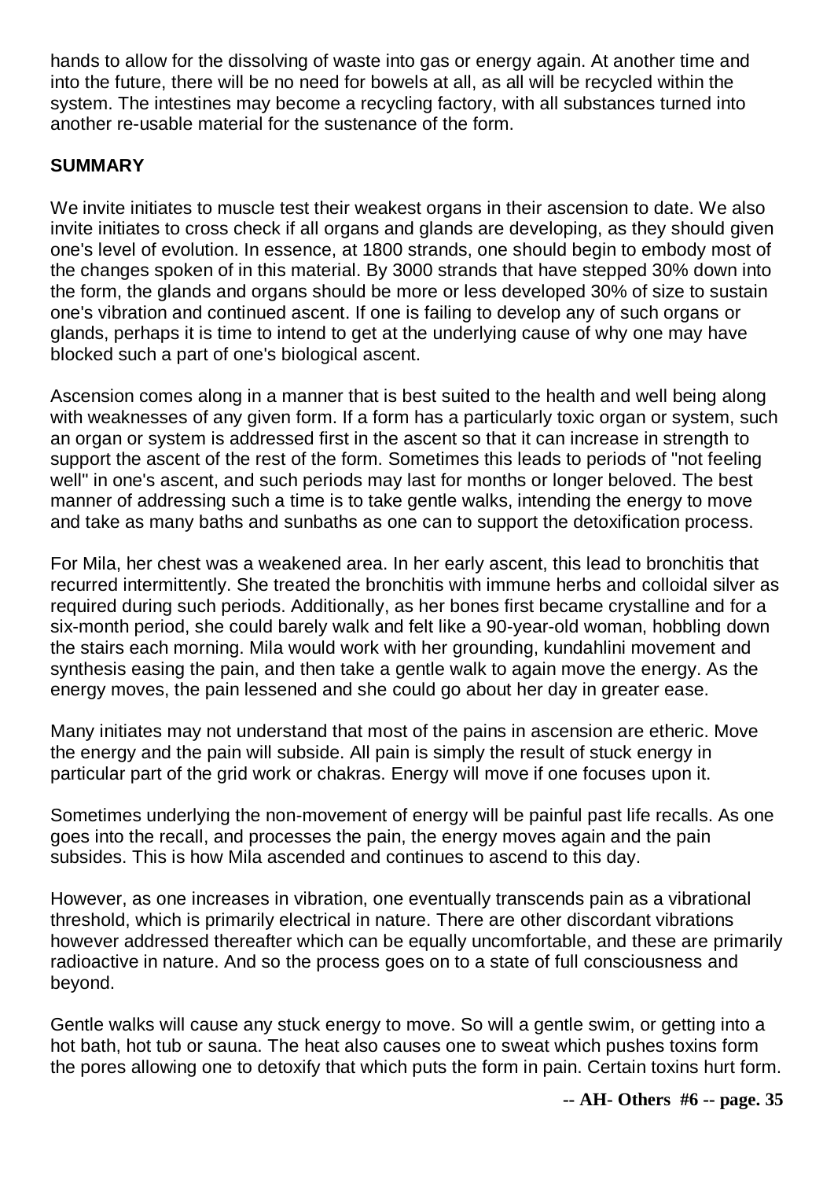hands to allow for the dissolving of waste into gas or energy again. At another time and into the future, there will be no need for bowels at all, as all will be recycled within the system. The intestines may become a recycling factory, with all substances turned into another re-usable material for the sustenance of the form.

**SUMMARY**

We invite initiates to muscle test their weakest organs in their ascension to date. We also invite initiates to cross check if all organs and glands are developing, as they should given one's level of evolution. In essence, at 1800 strands, one should begin to embody most of the changes spoken of in this material. By 3000 strands that have stepped 30% down into the form, the glands and organs should be more or less developed 30% of size to sustain one's vibration and continued ascent. If one is failing to develop any of such organs or glands, perhaps it is time to intend to get at the underlying cause of why one may have blocked such a part of one's biological ascent.

Ascension comes along in a manner that is best suited to the health and well being along with weaknesses of any given form. If a form has a particularly toxic organ or system, such an organ or system is addressed first in the ascent so that it can increase in strength to support the ascent of the rest of the form. Sometimes this leads to periods of "not feeling well" in one's ascent, and such periods may last for months or longer beloved. The best manner of addressing such a time is to take gentle walks, intending the energy to move and take as many baths and sunbaths as one can to support the detoxification process.

For Mila, her chest was a weakened area. In her early ascent, this lead to bronchitis that recurred intermittently. She treated the bronchitis with immune herbs and colloidal silver as required during such periods. Additionally, as her bones first became crystalline and for a six-month period, she could barely walk and felt like a 90-year-old woman, hobbling down the stairs each morning. Mila would work with her grounding, kundahlini movement and synthesis easing the pain, and then take a gentle walk to again move the energy. As the energy moves, the pain lessened and she could go about her day in greater ease.

Many initiates may not understand that most of the pains in ascension are etheric. Move the energy and the pain will subside. All pain is simply the result of stuck energy in particular part of the grid work or chakras. Energy will move if one focuses upon it.

Sometimes underlying the non-movement of energy will be painful past life recalls. As one goes into the recall, and processes the pain, the energy moves again and the pain subsides. This is how Mila ascended and continues to ascend to this day.

However, as one increases in vibration, one eventually transcends pain as a vibrational threshold, which is primarily electrical in nature. There are other discordant vibrations however addressed thereafter which can be equally uncomfortable, and these are primarily radioactive in nature. And so the process goes on to a state of full consciousness and beyond.

Gentle walks will cause any stuck energy to move. So will a gentle swim, or getting into a hot bath, hot tub or sauna. The heat also causes one to sweat which pushes toxins form the pores allowing one to detoxify that which puts the form in pain. Certain toxins hurt form.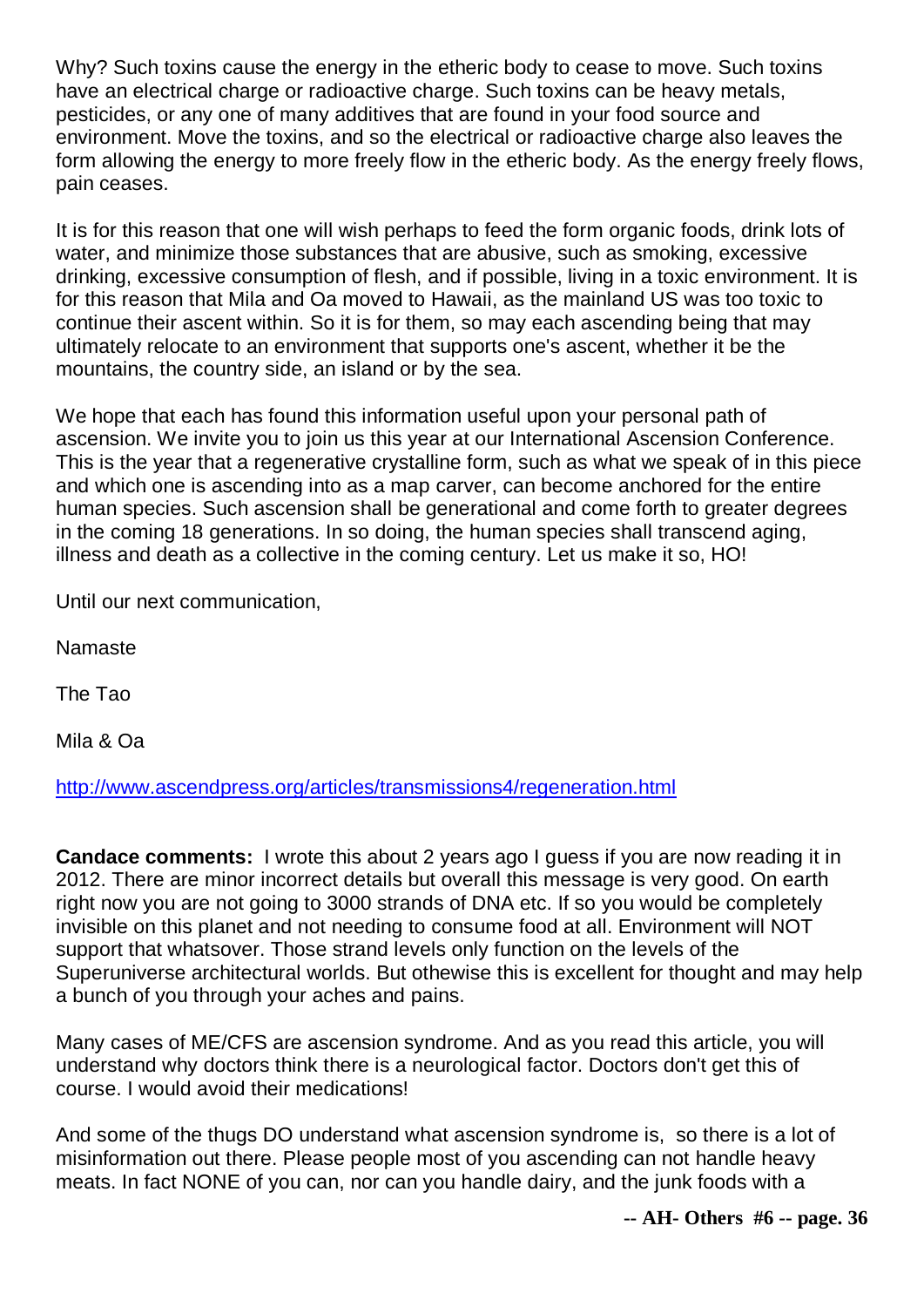Why? Such toxins cause the energy in the etheric body to cease to move. Such toxins have an electrical charge or radioactive charge. Such toxins can be heavy metals, pesticides, or any one of many additives that are found in your food source and environment. Move the toxins, and so the electrical or radioactive charge also leaves the form allowing the energy to more freely flow in the etheric body. As the energy freely flows, pain ceases.

It is for this reason that one will wish perhaps to feed the form organic foods, drink lots of water, and minimize those substances that are abusive, such as smoking, excessive drinking, excessive consumption of flesh, and if possible, living in a toxic environment. It is for this reason that Mila and Oa moved to Hawaii, as the mainland US was too toxic to continue their ascent within. So it is for them, so may each ascending being that may ultimately relocate to an environment that supports one's ascent, whether it be the mountains, the country side, an island or by the sea.

We hope that each has found this information useful upon your personal path of ascension. We invite you to join us this year at our International Ascension Conference. This is the year that a regenerative crystalline form, such as what we speak of in this piece and which one is ascending into as a map carver, can become anchored for the entire human species. Such ascension shall be generational and come forth to greater degrees in the coming 18 generations. In so doing, the human species shall transcend aging, illness and death as a collective in the coming century. Let us make it so, HO!

Until our next communication,

Namaste

The Tao

Mila & Oa

http://www.ascendpress.org/articles/transmissions4/regeneration.html

**Candace comments:** I wrote this about 2 years ago I guess if you are now reading it in 2012. There are minor incorrect details but overall this message is very good. On earth right now you are not going to 3000 strands of DNA etc. If so you would be completely invisible on this planet and not needing to consume food at all. Environment will NOT support that whatsover. Those strand levels only function on the levels of the Superuniverse architectural worlds. But othewise this is excellent for thought and may help a bunch of you through your aches and pains.

Many cases of ME/CFS are ascension syndrome. And as you read this article, you will understand why doctors think there is a neurological factor. Doctors don't get this of course. I would avoid their medications!

And some of the thugs DO understand what ascension syndrome is, so there is a lot of misinformation out there. Please people most of you ascending can not handle heavy meats. In fact NONE of you can, nor can you handle dairy, and the junk foods with a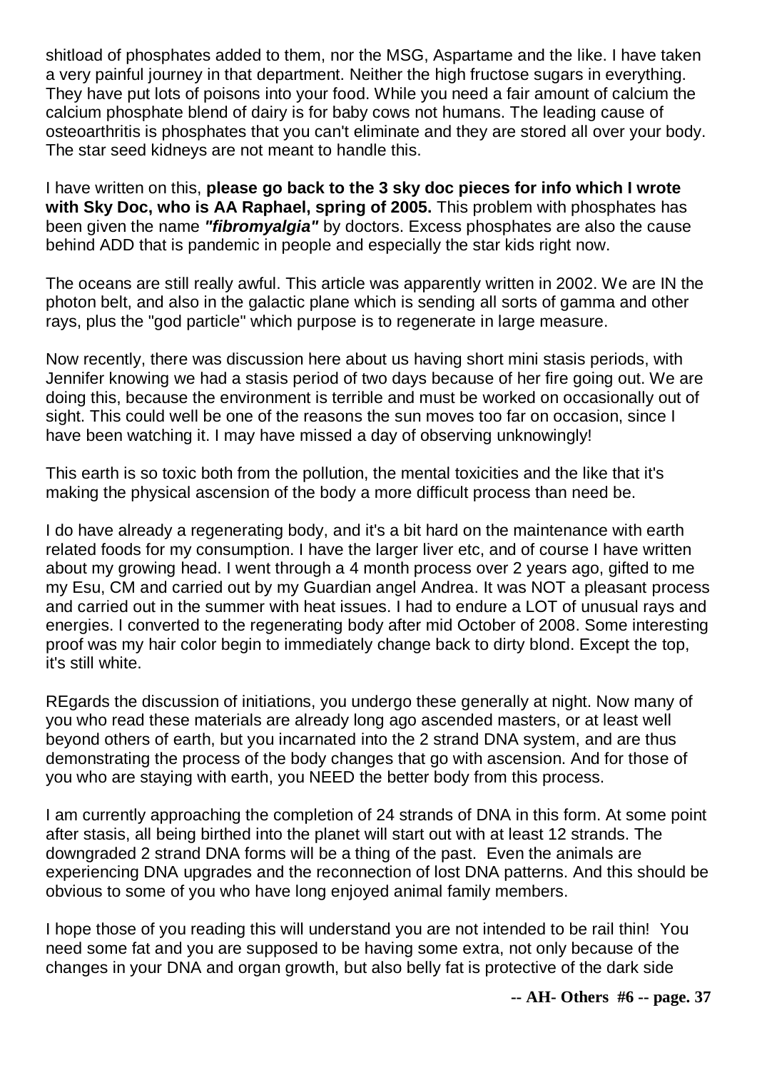shitload of phosphates added to them, nor the MSG, Aspartame and the like. I have taken a very painful journey in that department. Neither the high fructose sugars in everything. They have put lots of poisons into your food. While you need a fair amount of calcium the calcium phosphate blend of dairy is for baby cows not humans. The leading cause of osteoarthritis is phosphates that you can't eliminate and they are stored all over your body. The star seed kidneys are not meant to handle this.

I have written on this, **please go back to the 3 sky doc pieces for info which I wrote with Sky Doc, who is AA Raphael, spring of 2005.** This problem with phosphates has been given the name ***"fibromyalgia"*** by doctors. Excess phosphates are also the cause behind ADD that is pandemic in people and especially the star kids right now.

The oceans are still really awful. This article was apparently written in 2002. We are IN the photon belt, and also in the galactic plane which is sending all sorts of gamma and other rays, plus the "god particle" which purpose is to regenerate in large measure.

Now recently, there was discussion here about us having short mini stasis periods, with Jennifer knowing we had a stasis period of two days because of her fire going out. We are doing this, because the environment is terrible and must be worked on occasionally out of sight. This could well be one of the reasons the sun moves too far on occasion, since I have been watching it. I may have missed a day of observing unknowingly!

This earth is so toxic both from the pollution, the mental toxicities and the like that it's making the physical ascension of the body a more difficult process than need be.

I do have already a regenerating body, and it's a bit hard on the maintenance with earth related foods for my consumption. I have the larger liver etc, and of course I have written about my growing head. I went through a 4 month process over 2 years ago, gifted to me my Esu, CM and carried out by my Guardian angel Andrea. It was NOT a pleasant process and carried out in the summer with heat issues. I had to endure a LOT of unusual rays and energies. I converted to the regenerating body after mid October of 2008. Some interesting proof was my hair color begin to immediately change back to dirty blond. Except the top, it's still white.

REgards the discussion of initiations, you undergo these generally at night. Now many of you who read these materials are already long ago ascended masters, or at least well beyond others of earth, but you incarnated into the 2 strand DNA system, and are thus demonstrating the process of the body changes that go with ascension. And for those of you who are staying with earth, you NEED the better body from this process.

I am currently approaching the completion of 24 strands of DNA in this form. At some point after stasis, all being birthed into the planet will start out with at least 12 strands. The downgraded 2 strand DNA forms will be a thing of the past. Even the animals are experiencing DNA upgrades and the reconnection of lost DNA patterns. And this should be obvious to some of you who have long enjoyed animal family members.

I hope those of you reading this will understand you are not intended to be rail thin! You need some fat and you are supposed to be having some extra, not only because of the changes in your DNA and organ growth, but also belly fat is protective of the dark side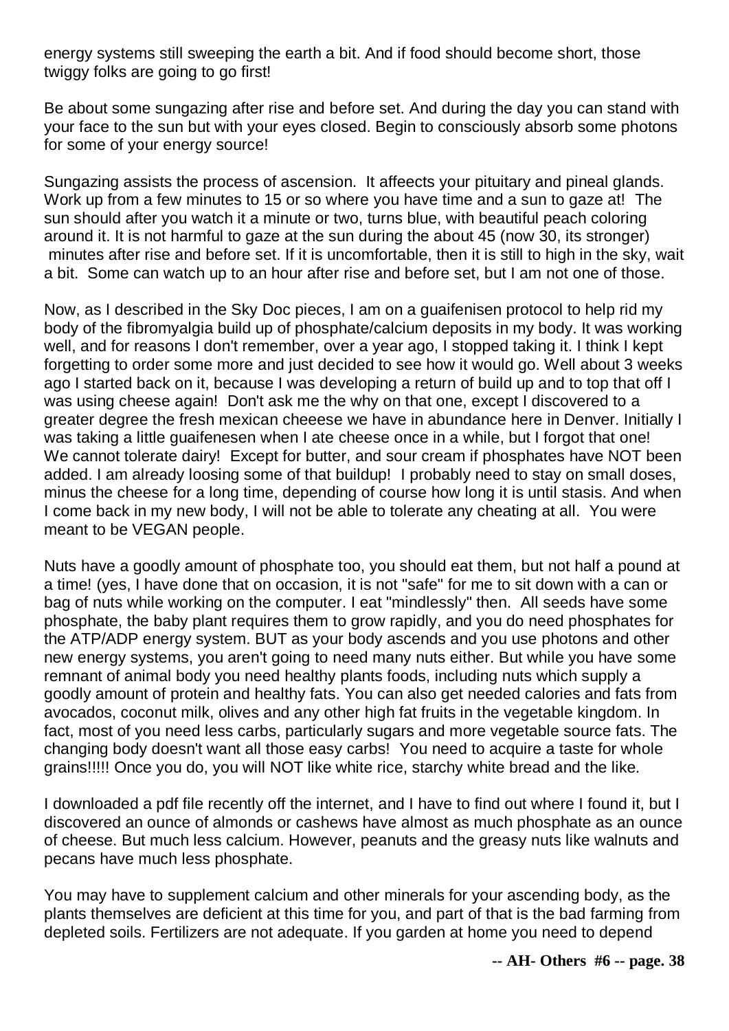energy systems still sweeping the earth a bit. And if food should become short, those twiggy folks are going to go first!

Be about some sungazing after rise and before set. And during the day you can stand with your face to the sun but with your eyes closed. Begin to consciously absorb some photons for some of your energy source!

Sungazing assists the process of ascension. It affeects your pituitary and pineal glands. Work up from a few minutes to 15 or so where you have time and a sun to gaze at! The sun should after you watch it a minute or two, turns blue, with beautiful peach coloring around it. It is not harmful to gaze at the sun during the about 45 (now 30, its stronger) minutes after rise and before set. If it is uncomfortable, then it is still to high in the sky, wait a bit. Some can watch up to an hour after rise and before set, but I am not one of those.

Now, as I described in the Sky Doc pieces, I am on a guaifenisen protocol to help rid my body of the fibromyalgia build up of phosphate/calcium deposits in my body. It was working well, and for reasons I don't remember, over a year ago, I stopped taking it. I think I kept forgetting to order some more and just decided to see how it would go. Well about 3 weeks ago I started back on it, because I was developing a return of build up and to top that off I was using cheese again! Don't ask me the why on that one, except I discovered to a greater degree the fresh mexican cheeese we have in abundance here in Denver. Initially I was taking a little guaifenesen when I ate cheese once in a while, but I forgot that one! We cannot tolerate dairy! Except for butter, and sour cream if phosphates have NOT been added. I am already loosing some of that buildup! I probably need to stay on small doses, minus the cheese for a long time, depending of course how long it is until stasis. And when I come back in my new body, I will not be able to tolerate any cheating at all. You were meant to be VEGAN people.

Nuts have a goodly amount of phosphate too, you should eat them, but not half a pound at a time! (yes, I have done that on occasion, it is not "safe" for me to sit down with a can or bag of nuts while working on the computer. I eat "mindlessly" then. All seeds have some phosphate, the baby plant requires them to grow rapidly, and you do need phosphates for the ATP/ADP energy system. BUT as your body ascends and you use photons and other new energy systems, you aren't going to need many nuts either. But while you have some remnant of animal body you need healthy plants foods, including nuts which supply a goodly amount of protein and healthy fats. You can also get needed calories and fats from avocados, coconut milk, olives and any other high fat fruits in the vegetable kingdom. In fact, most of you need less carbs, particularly sugars and more vegetable source fats. The changing body doesn't want all those easy carbs! You need to acquire a taste for whole grains!!!!! Once you do, you will NOT like white rice, starchy white bread and the like.

I downloaded a pdf file recently off the internet, and I have to find out where I found it, but I discovered an ounce of almonds or cashews have almost as much phosphate as an ounce of cheese. But much less calcium. However, peanuts and the greasy nuts like walnuts and pecans have much less phosphate.

You may have to supplement calcium and other minerals for your ascending body, as the plants themselves are deficient at this time for you, and part of that is the bad farming from depleted soils. Fertilizers are not adequate. If you garden at home you need to depend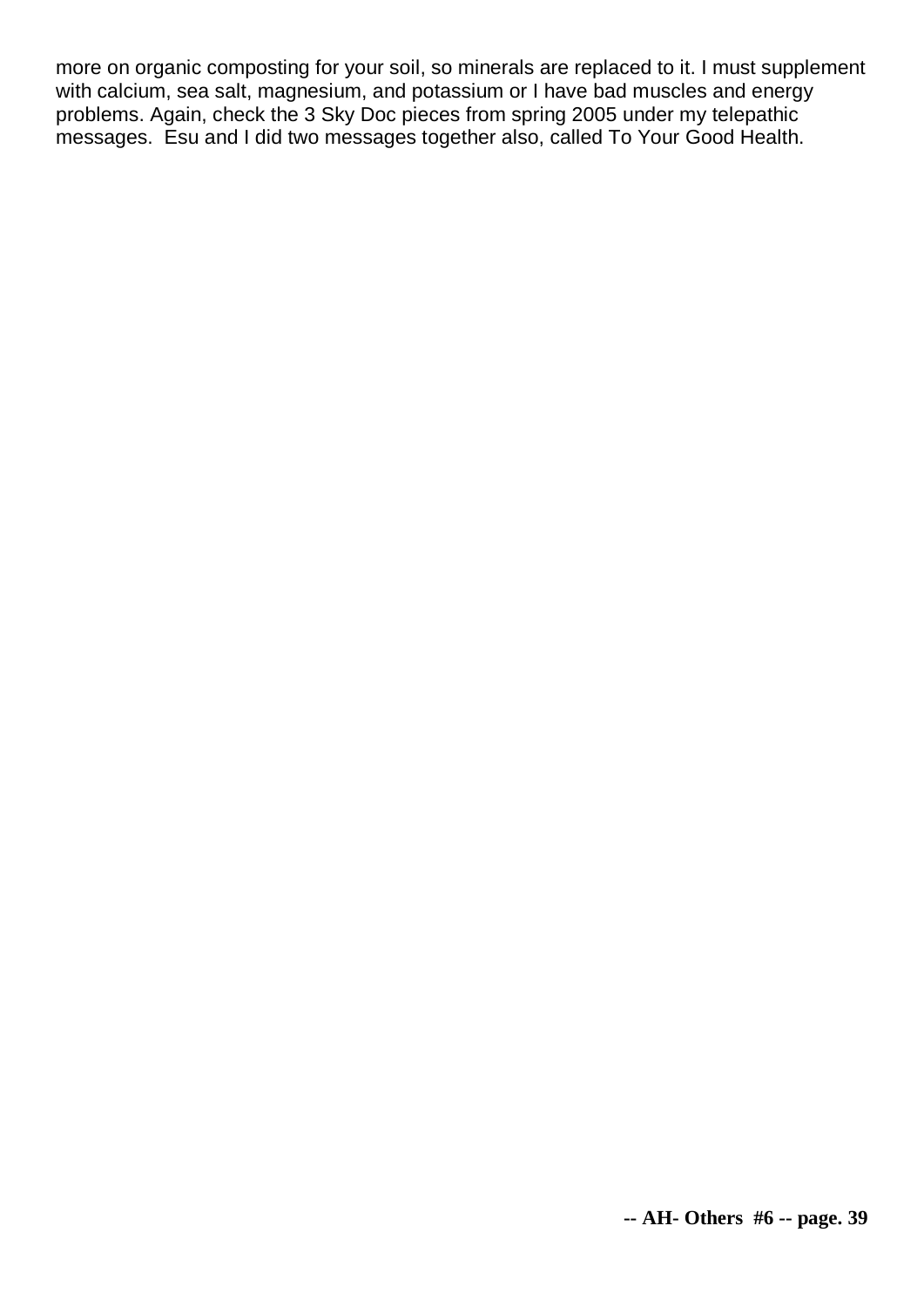more on organic composting for your soil, so minerals are replaced to it. I must supplement with calcium, sea salt, magnesium, and potassium or I have bad muscles and energy problems. Again, check the 3 Sky Doc pieces from spring 2005 under my telepathic messages. Esu and I did two messages together also, called To Your Good Health.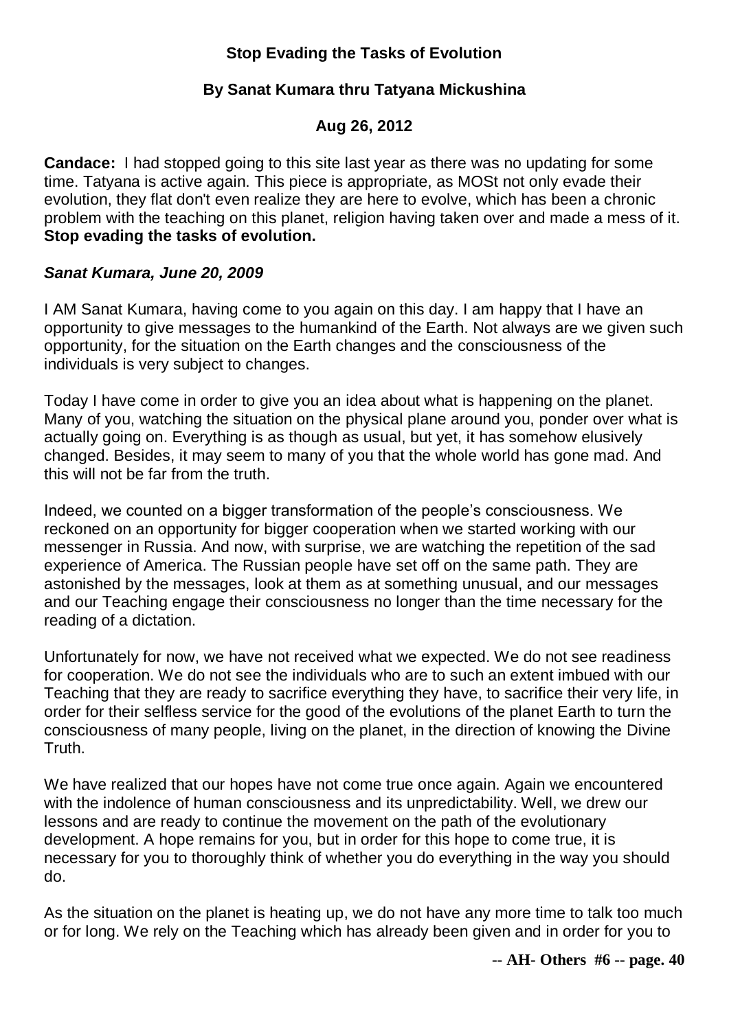**Stop Evading the Tasks of Evolution**

**By Sanat Kumara thru Tatyana Mickushina**

**Aug 26, 2012**

**Candace:** I had stopped going to this site last year as there was no updating for some time. Tatyana is active again. This piece is appropriate, as MOSt not only evade their evolution, they flat don't even realize they are here to evolve, which has been a chronic problem with the teaching on this planet, religion having taken over and made a mess of it. **Stop evading the tasks of evolution.**

***Sanat Kumara, June 20, 2009***

I AM Sanat Kumara, having come to you again on this day. I am happy that I have an opportunity to give messages to the humankind of the Earth. Not always are we given such opportunity, for the situation on the Earth changes and the consciousness of the individuals is very subject to changes.

Today I have come in order to give you an idea about what is happening on the planet. Many of you, watching the situation on the physical plane around you, ponder over what is actually going on. Everything is as though as usual, but yet, it has somehow elusively changed. Besides, it may seem to many of you that the whole world has gone mad. And this will not be far from the truth.

Indeed, we counted on a bigger transformation of the people's consciousness. We reckoned on an opportunity for bigger cooperation when we started working with our messenger in Russia. And now, with surprise, we are watching the repetition of the sad experience of America. The Russian people have set off on the same path. They are astonished by the messages, look at them as at something unusual, and our messages and our Teaching engage their consciousness no longer than the time necessary for the reading of a dictation.

Unfortunately for now, we have not received what we expected. We do not see readiness for cooperation. We do not see the individuals who are to such an extent imbued with our Teaching that they are ready to sacrifice everything they have, to sacrifice their very life, in order for their selfless service for the good of the evolutions of the planet Earth to turn the consciousness of many people, living on the planet, in the direction of knowing the Divine Truth.

We have realized that our hopes have not come true once again. Again we encountered with the indolence of human consciousness and its unpredictability. Well, we drew our lessons and are ready to continue the movement on the path of the evolutionary development. A hope remains for you, but in order for this hope to come true, it is necessary for you to thoroughly think of whether you do everything in the way you should do.

As the situation on the planet is heating up, we do not have any more time to talk too much or for long. We rely on the Teaching which has already been given and in order for you to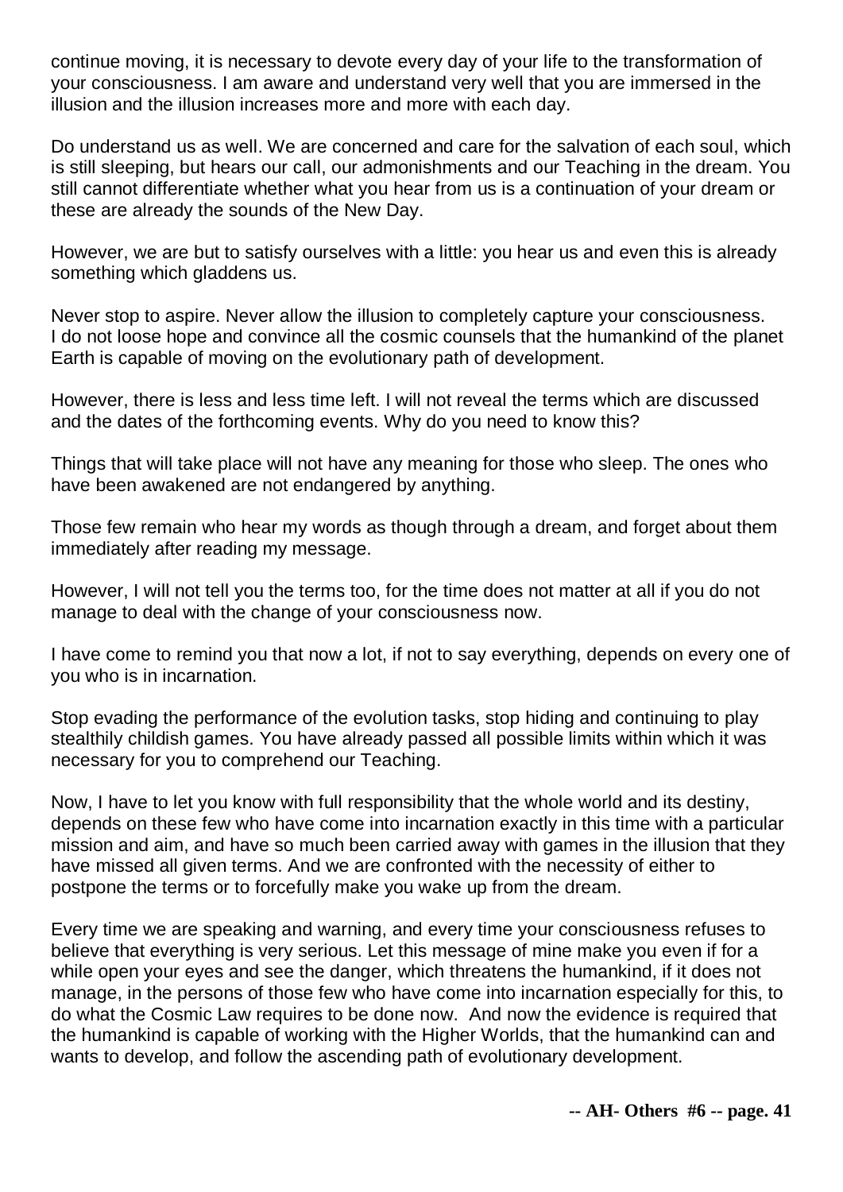continue moving, it is necessary to devote every day of your life to the transformation of your consciousness. I am aware and understand very well that you are immersed in the illusion and the illusion increases more and more with each day.

Do understand us as well. We are concerned and care for the salvation of each soul, which is still sleeping, but hears our call, our admonishments and our Teaching in the dream. You still cannot differentiate whether what you hear from us is a continuation of your dream or these are already the sounds of the New Day.

However, we are but to satisfy ourselves with a little: you hear us and even this is already something which gladdens us.

Never stop to aspire. Never allow the illusion to completely capture your consciousness. I do not loose hope and convince all the cosmic counsels that the humankind of the planet Earth is capable of moving on the evolutionary path of development.

However, there is less and less time left. I will not reveal the terms which are discussed and the dates of the forthcoming events. Why do you need to know this?

Things that will take place will not have any meaning for those who sleep. The ones who have been awakened are not endangered by anything.

Those few remain who hear my words as though through a dream, and forget about them immediately after reading my message.

However, I will not tell you the terms too, for the time does not matter at all if you do not manage to deal with the change of your consciousness now.

I have come to remind you that now a lot, if not to say everything, depends on every one of you who is in incarnation.

Stop evading the performance of the evolution tasks, stop hiding and continuing to play stealthily childish games. You have already passed all possible limits within which it was necessary for you to comprehend our Teaching.

Now, I have to let you know with full responsibility that the whole world and its destiny, depends on these few who have come into incarnation exactly in this time with a particular mission and aim, and have so much been carried away with games in the illusion that they have missed all given terms. And we are confronted with the necessity of either to postpone the terms or to forcefully make you wake up from the dream.

Every time we are speaking and warning, and every time your consciousness refuses to believe that everything is very serious. Let this message of mine make you even if for a while open your eyes and see the danger, which threatens the humankind, if it does not manage, in the persons of those few who have come into incarnation especially for this, to do what the Cosmic Law requires to be done now. And now the evidence is required that the humankind is capable of working with the Higher Worlds, that the humankind can and wants to develop, and follow the ascending path of evolutionary development.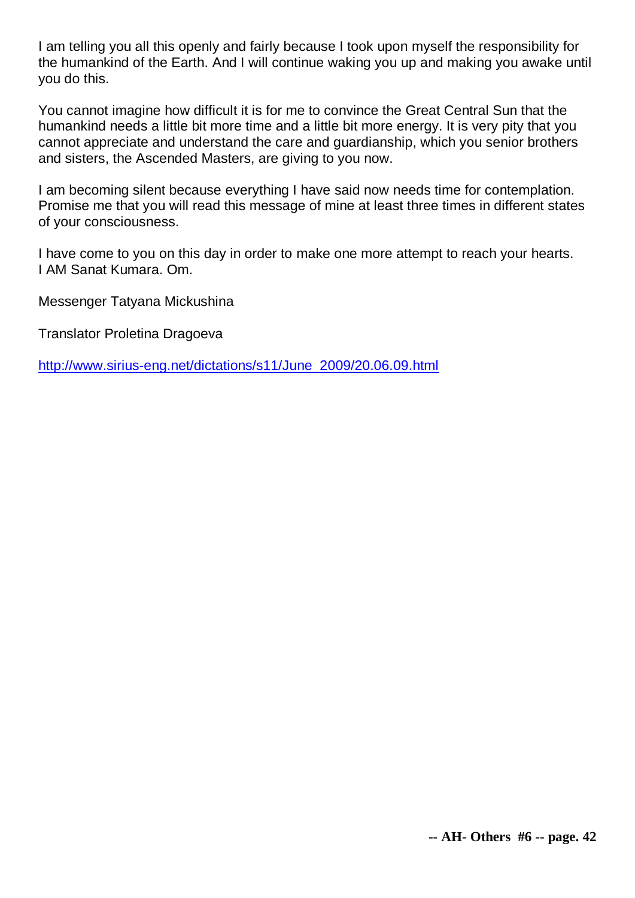I am telling you all this openly and fairly because I took upon myself the responsibility for the humankind of the Earth. And I will continue waking you up and making you awake until you do this.

You cannot imagine how difficult it is for me to convince the Great Central Sun that the humankind needs a little bit more time and a little bit more energy. It is very pity that you cannot appreciate and understand the care and guardianship, which you senior brothers and sisters, the Ascended Masters, are giving to you now.

I am becoming silent because everything I have said now needs time for contemplation. Promise me that you will read this message of mine at least three times in different states of your consciousness.

I have come to you on this day in order to make one more attempt to reach your hearts.
I AM Sanat Kumara. Om.

Messenger Tatyana Mickushina

Translator Proletina Dragoeva

[http://www.sirius-eng.net/dictations/s11/June_2009/20.06.09.html](http://www.sirius-eng.net/dictations/s11/June_2009/20.06.09.html)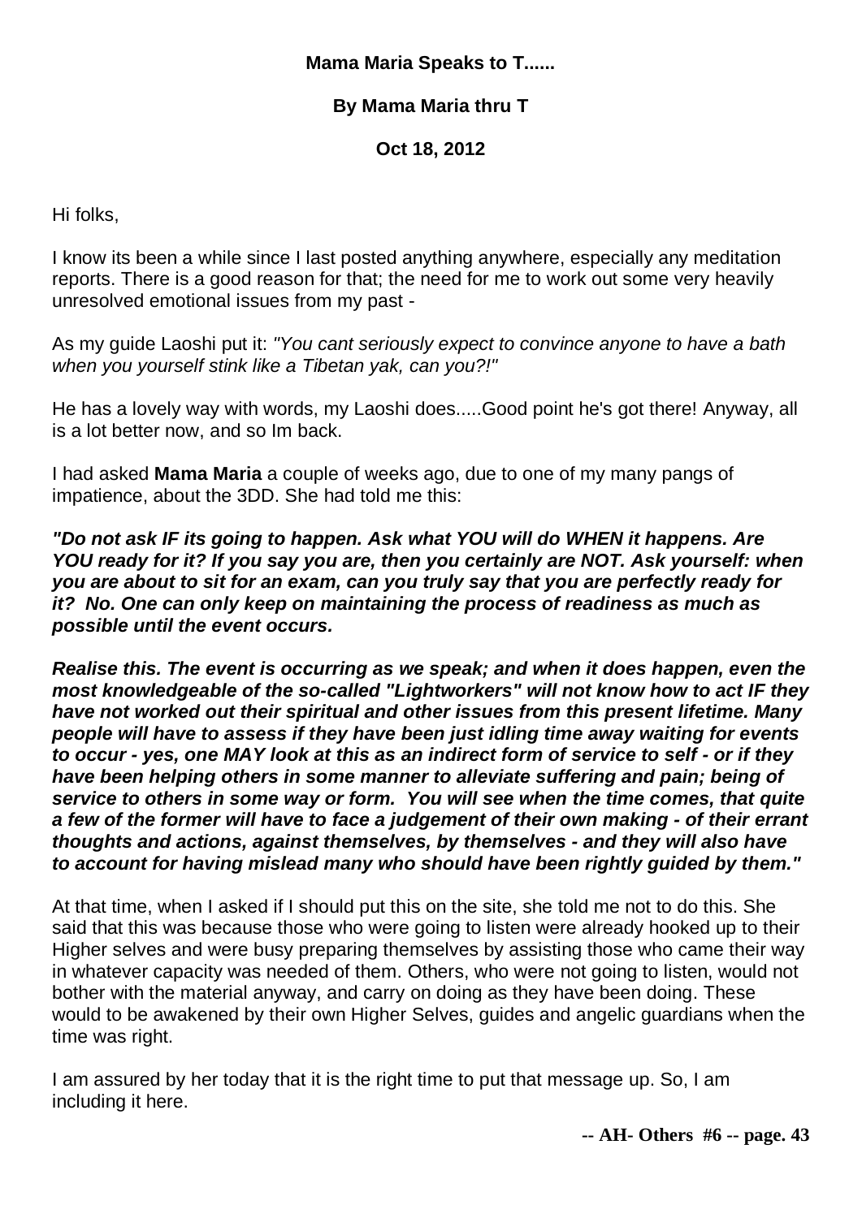**Mama Maria Speaks to T......**

**By Mama Maria thru T**

**Oct 18, 2012**

Hi folks,

I know its been a while since I last posted anything anywhere, especially any meditation reports. There is a good reason for that; the need for me to work out some very heavily unresolved emotional issues from my past -

As my guide Laoshi put it: *"You cant seriously expect to convince anyone to have a bath when you yourself stink like a Tibetan yak, can you?!"*

He has a lovely way with words, my Laoshi does.....Good point he's got there! Anyway, all is a lot better now, and so Im back.

I had asked **Mama Maria** a couple of weeks ago, due to one of my many pangs of impatience, about the 3DD. She had told me this:

***"Do not ask IF its going to happen. Ask what YOU will do WHEN it happens. Are YOU ready for it? If you say you are, then you certainly are NOT. Ask yourself: when you are about to sit for an exam, can you truly say that you are perfectly ready for it? No. One can only keep on maintaining the process of readiness as much as possible until the event occurs.***

***Realise this. The event is occurring as we speak; and when it does happen, even the most knowledgeable of the so-called "Lightworkers" will not know how to act IF they have not worked out their spiritual and other issues from this present lifetime. Many people will have to assess if they have been just idling time away waiting for events to occur - yes, one MAY look at this as an indirect form of service to self - or if they have been helping others in some manner to alleviate suffering and pain; being of service to others in some way or form. You will see when the time comes, that quite a few of the former will have to face a judgement of their own making - of their errant thoughts and actions, against themselves, by themselves - and they will also have to account for having mislead many who should have been rightly guided by them."***

At that time, when I asked if I should put this on the site, she told me not to do this. She said that this was because those who were going to listen were already hooked up to their Higher selves and were busy preparing themselves by assisting those who came their way in whatever capacity was needed of them. Others, who were not going to listen, would not bother with the material anyway, and carry on doing as they have been doing. These would to be awakened by their own Higher Selves, guides and angelic guardians when the time was right.

I am assured by her today that it is the right time to put that message up. So, I am including it here.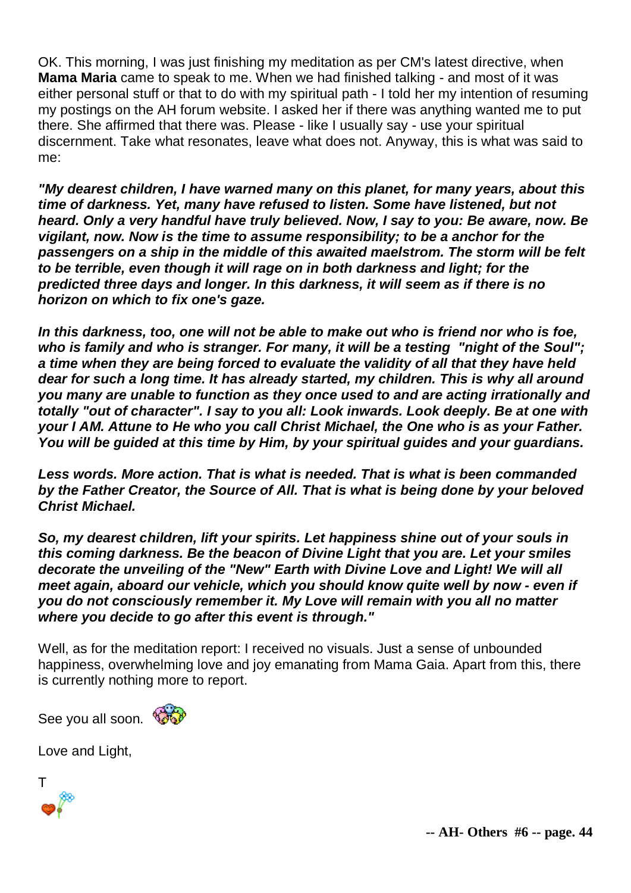OK. This morning, I was just finishing my meditation as per CM's latest directive, when **Mama Maria** came to speak to me. When we had finished talking - and most of it was either personal stuff or that to do with my spiritual path - I told her my intention of resuming my postings on the AH forum website. I asked her if there was anything wanted me to put there. She affirmed that there was. Please - like I usually say - use your spiritual discernment. Take what resonates, leave what does not. Anyway, this is what was said to me:

***"My dearest children, I have warned many on this planet, for many years, about this time of darkness. Yet, many have refused to listen. Some have listened, but not heard. Only a very handful have truly believed. Now, I say to you: Be aware, now. Be vigilant, now. Now is the time to assume responsibility; to be a anchor for the passengers on a ship in the middle of this awaited maelstrom. The storm will be felt to be terrible, even though it will rage on in both darkness and light; for the predicted three days and longer. In this darkness, it will seem as if there is no horizon on which to fix one's gaze.***

***In this darkness, too, one will not be able to make out who is friend nor who is foe, who is family and who is stranger. For many, it will be a testing "night of the Soul"; a time when they are being forced to evaluate the validity of all that they have held dear for such a long time. It has already started, my children. This is why all around you many are unable to function as they once used to and are acting irrationally and totally "out of character". I say to you all: Look inwards. Look deeply. Be at one with your I AM. Attune to He who you call Christ Michael, the One who is as your Father. You will be guided at this time by Him, by your spiritual guides and your guardians.***

***Less words. More action. That is what is needed. That is what is been commanded by the Father Creator, the Source of All. That is what is being done by your beloved Christ Michael.***

***So, my dearest children, lift your spirits. Let happiness shine out of your souls in this coming darkness. Be the beacon of Divine Light that you are. Let your smiles decorate the unveiling of the "New" Earth with Divine Love and Light! We will all meet again, aboard our vehicle, which you should know quite well by now - even if you do not consciously remember it. My Love will remain with you all no matter where you decide to go after this event is through."***

Well, as for the meditation report: I received no visuals. Just a sense of unbounded happiness, overwhelming love and joy emanating from Mama Gaia. Apart from this, there is currently nothing more to report.

See you all soon.

Love and Light,

T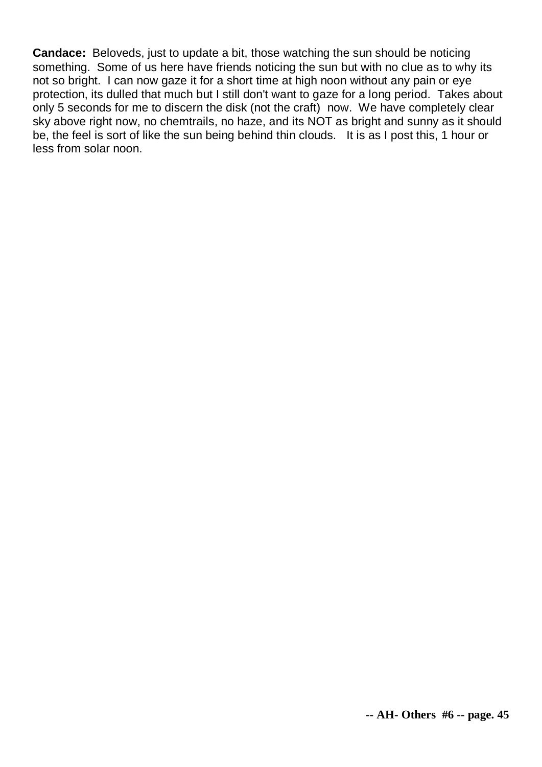**Candace:** Beloveds, just to update a bit, those watching the sun should be noticing something. Some of us here have friends noticing the sun but with no clue as to why its not so bright. I can now gaze it for a short time at high noon without any pain or eye protection, its dulled that much but I still don't want to gaze for a long period. Takes about only 5 seconds for me to discern the disk (not the craft) now. We have completely clear sky above right now, no chemtrails, no haze, and its NOT as bright and sunny as it should be, the feel is sort of like the sun being behind thin clouds. It is as I post this, 1 hour or less from solar noon.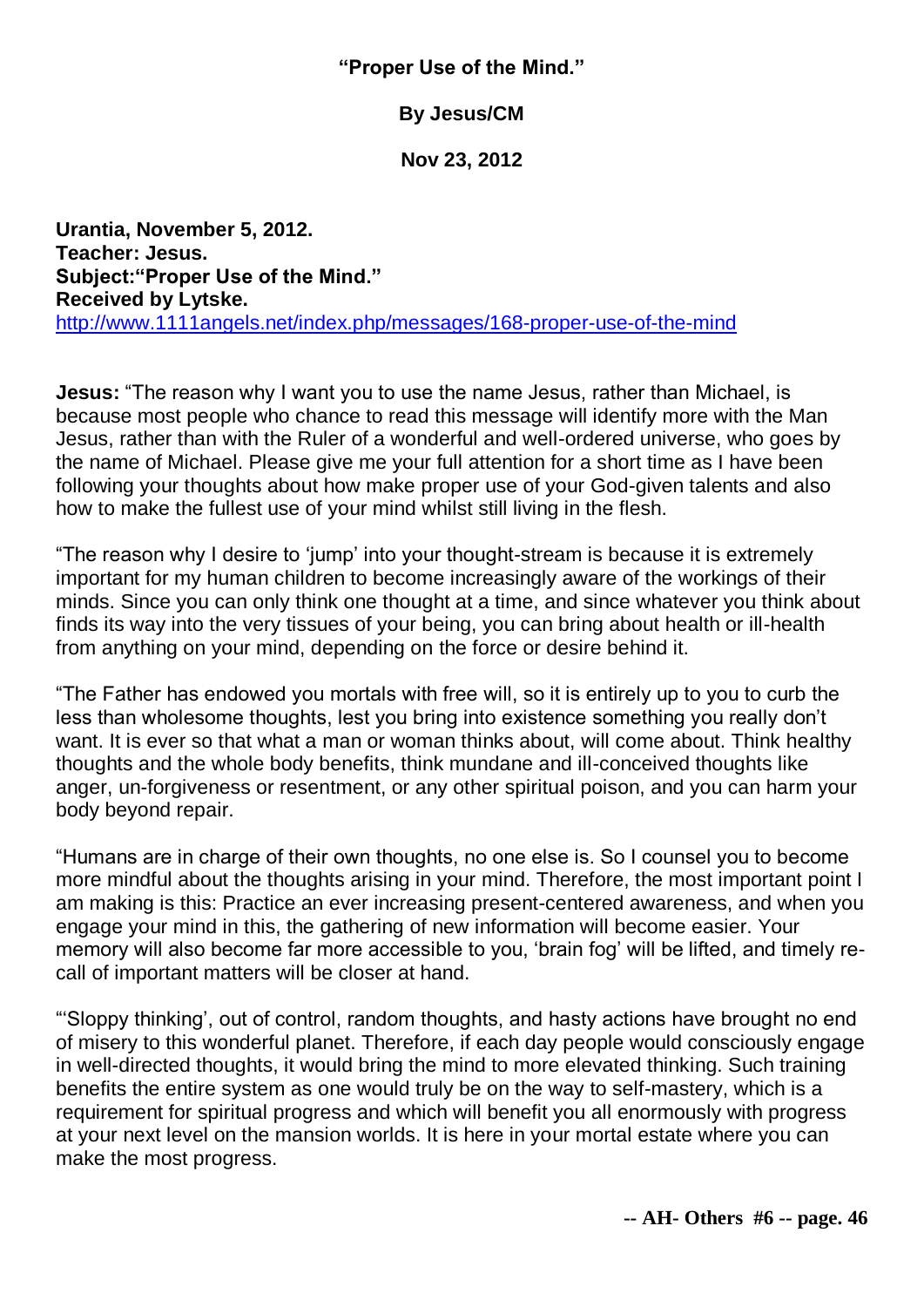**"Proper Use of the Mind."**

**By Jesus/CM**

**Nov 23, 2012**

**Urantia, November 5, 2012.**
**Teacher: Jesus.**
**Subject:"Proper Use of the Mind."**
**Received by Lytske.**
http://www.1111angels.net/index.php/messages/168-proper-use-of-the-mind

**Jesus:** "The reason why I want you to use the name Jesus, rather than Michael, is because most people who chance to read this message will identify more with the Man Jesus, rather than with the Ruler of a wonderful and well-ordered universe, who goes by the name of Michael. Please give me your full attention for a short time as I have been following your thoughts about how make proper use of your God-given talents and also how to make the fullest use of your mind whilst still living in the flesh.

"The reason why I desire to 'jump' into your thought-stream is because it is extremely important for my human children to become increasingly aware of the workings of their minds. Since you can only think one thought at a time, and since whatever you think about finds its way into the very tissues of your being, you can bring about health or ill-health from anything on your mind, depending on the force or desire behind it.

"The Father has endowed you mortals with free will, so it is entirely up to you to curb the less than wholesome thoughts, lest you bring into existence something you really don't want. It is ever so that what a man or woman thinks about, will come about. Think healthy thoughts and the whole body benefits, think mundane and ill-conceived thoughts like anger, un-forgiveness or resentment, or any other spiritual poison, and you can harm your body beyond repair.

"Humans are in charge of their own thoughts, no one else is. So I counsel you to become more mindful about the thoughts arising in your mind. Therefore, the most important point I am making is this: Practice an ever increasing present-centered awareness, and when you engage your mind in this, the gathering of new information will become easier. Your memory will also become far more accessible to you, 'brain fog' will be lifted, and timely re-call of important matters will be closer at hand.

"'Sloppy thinking', out of control, random thoughts, and hasty actions have brought no end of misery to this wonderful planet. Therefore, if each day people would consciously engage in well-directed thoughts, it would bring the mind to more elevated thinking. Such training benefits the entire system as one would truly be on the way to self-mastery, which is a requirement for spiritual progress and which will benefit you all enormously with progress at your next level on the mansion worlds. It is here in your mortal estate where you can make the most progress.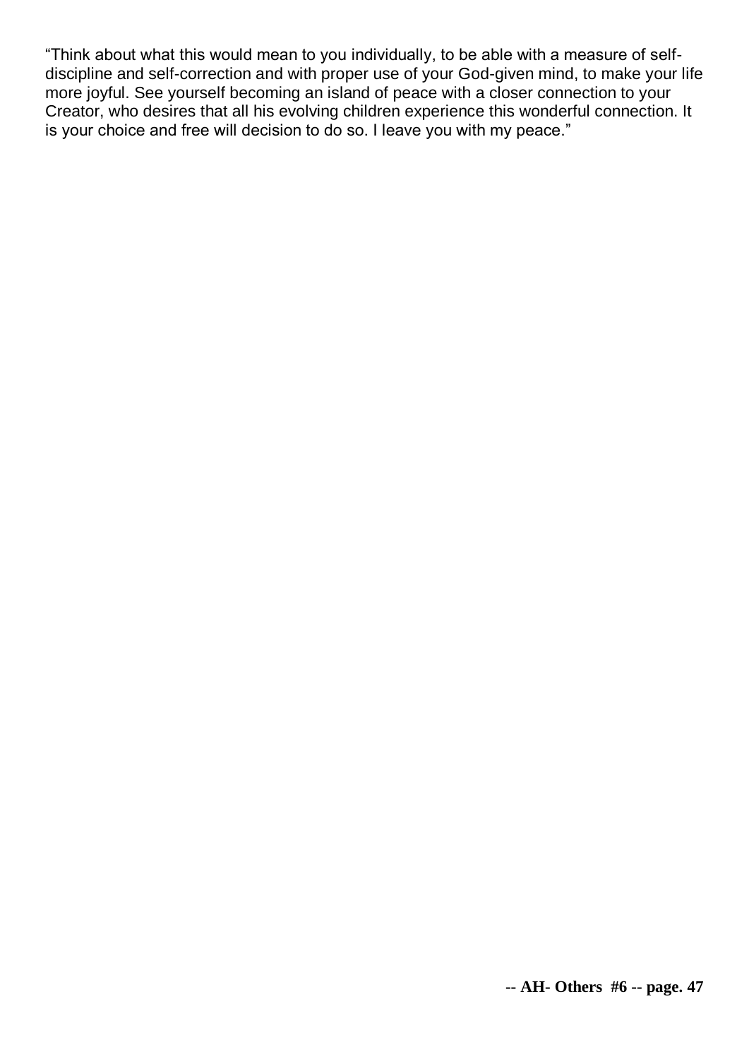"Think about what this would mean to you individually, to be able with a measure of self-discipline and self-correction and with proper use of your God-given mind, to make your life more joyful. See yourself becoming an island of peace with a closer connection to your Creator, who desires that all his evolving children experience this wonderful connection. It is your choice and free will decision to do so. I leave you with my peace."